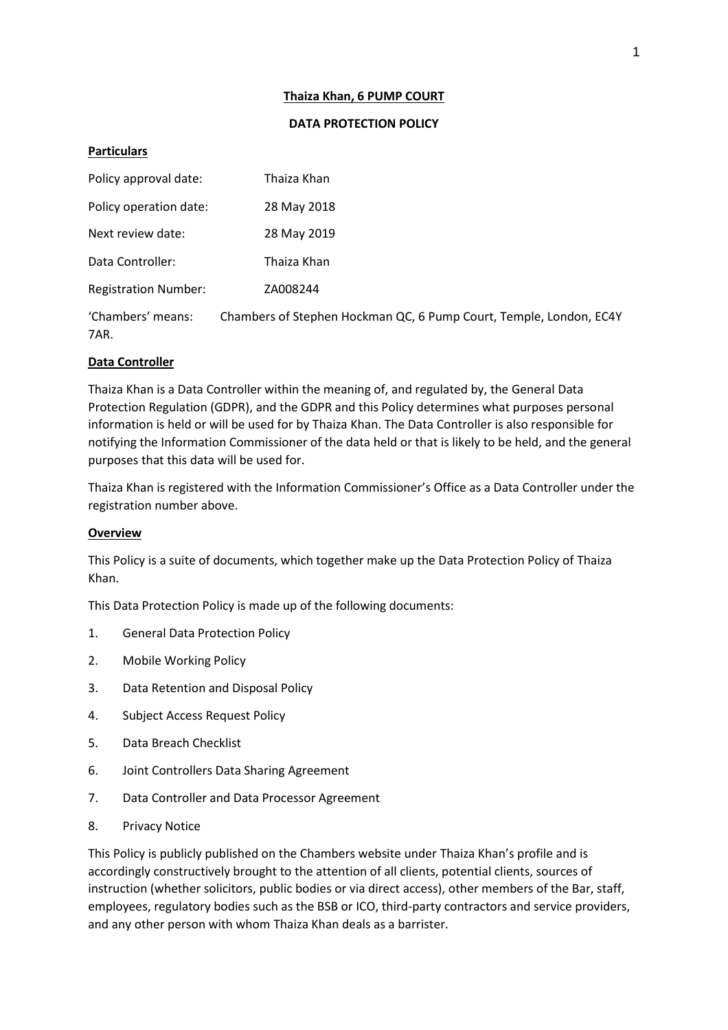**Thaiza Khan, 6 PUMP COURT**

**DATA PROTECTION POLICY**

**Particulars**

| | |
|---|---|
| Policy approval date: | Thaiza Khan |
| Policy operation date: | 28 May 2018 |
| Next review date: | 28 May 2019 |
| Data Controller: | Thaiza Khan |
| Registration Number: | ZA008244 |

'Chambers' means: Chambers of Stephen Hockman QC, 6 Pump Court, Temple, London, EC4Y 7AR.

**Data Controller**

Thaiza Khan is a Data Controller within the meaning of, and regulated by, the General Data Protection Regulation (GDPR), and the GDPR and this Policy determines what purposes personal information is held or will be used for by Thaiza Khan. The Data Controller is also responsible for notifying the Information Commissioner of the data held or that is likely to be held, and the general purposes that this data will be used for.

Thaiza Khan is registered with the Information Commissioner's Office as a Data Controller under the registration number above.

**Overview**

This Policy is a suite of documents, which together make up the Data Protection Policy of Thaiza Khan.

This Data Protection Policy is made up of the following documents:

1. General Data Protection Policy
2. Mobile Working Policy
3. Data Retention and Disposal Policy
4. Subject Access Request Policy
5. Data Breach Checklist
6. Joint Controllers Data Sharing Agreement
7. Data Controller and Data Processor Agreement
8. Privacy Notice

This Policy is publicly published on the Chambers website under Thaiza Khan's profile and is accordingly constructively brought to the attention of all clients, potential clients, sources of instruction (whether solicitors, public bodies or via direct access), other members of the Bar, staff, employees, regulatory bodies such as the BSB or ICO, third-party contractors and service providers, and any other person with whom Thaiza Khan deals as a barrister.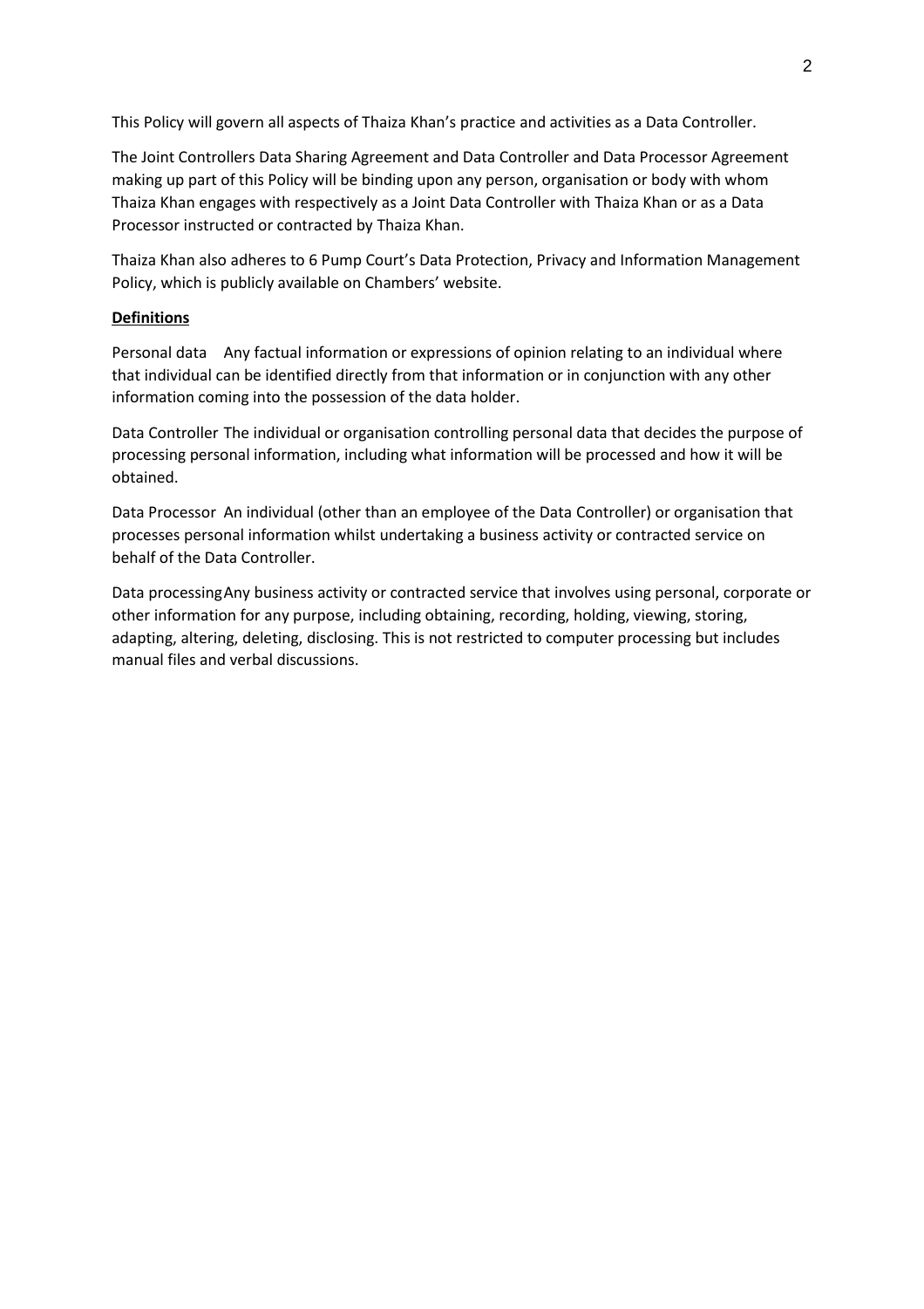This Policy will govern all aspects of Thaiza Khan's practice and activities as a Data Controller.

The Joint Controllers Data Sharing Agreement and Data Controller and Data Processor Agreement making up part of this Policy will be binding upon any person, organisation or body with whom Thaiza Khan engages with respectively as a Joint Data Controller with Thaiza Khan or as a Data Processor instructed or contracted by Thaiza Khan.

Thaiza Khan also adheres to 6 Pump Court's Data Protection, Privacy and Information Management Policy, which is publicly available on Chambers' website.

**Definitions**

Personal data Any factual information or expressions of opinion relating to an individual where that individual can be identified directly from that information or in conjunction with any other information coming into the possession of the data holder.

Data Controller The individual or organisation controlling personal data that decides the purpose of processing personal information, including what information will be processed and how it will be obtained.

Data Processor An individual (other than an employee of the Data Controller) or organisation that processes personal information whilst undertaking a business activity or contracted service on behalf of the Data Controller.

Data processing Any business activity or contracted service that involves using personal, corporate or other information for any purpose, including obtaining, recording, holding, viewing, storing, adapting, altering, deleting, disclosing. This is not restricted to computer processing but includes manual files and verbal discussions.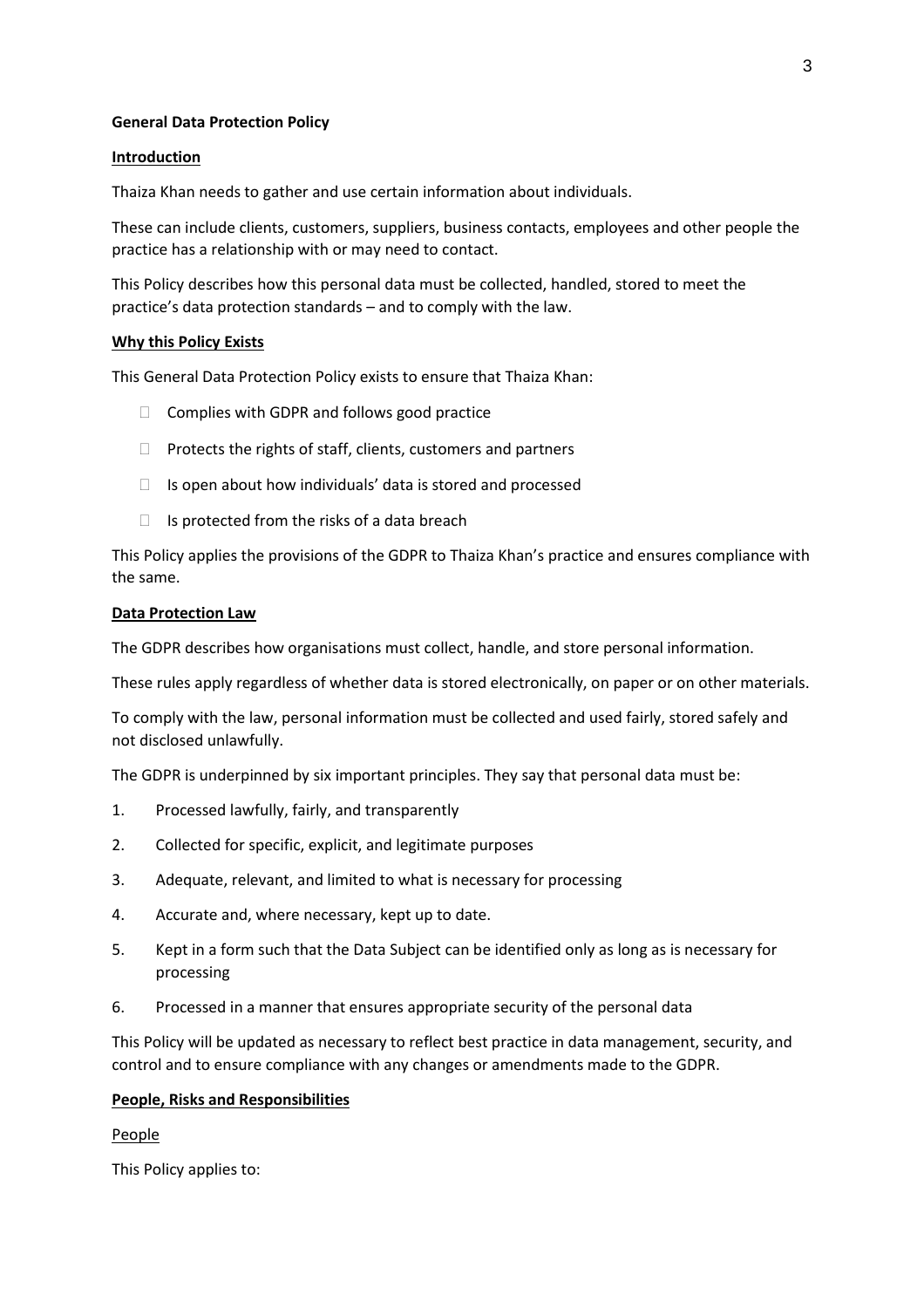**General Data Protection Policy**

**Introduction**

Thaiza Khan needs to gather and use certain information about individuals.

These can include clients, customers, suppliers, business contacts, employees and other people the practice has a relationship with or may need to contact.

This Policy describes how this personal data must be collected, handled, stored to meet the practice's data protection standards – and to comply with the law.

**Why this Policy Exists**

This General Data Protection Policy exists to ensure that Thaiza Khan:

- Complies with GDPR and follows good practice
- Protects the rights of staff, clients, customers and partners
- Is open about how individuals' data is stored and processed
- Is protected from the risks of a data breach

This Policy applies the provisions of the GDPR to Thaiza Khan's practice and ensures compliance with the same.

**Data Protection Law**

The GDPR describes how organisations must collect, handle, and store personal information.

These rules apply regardless of whether data is stored electronically, on paper or on other materials.

To comply with the law, personal information must be collected and used fairly, stored safely and not disclosed unlawfully.

The GDPR is underpinned by six important principles. They say that personal data must be:

1. Processed lawfully, fairly, and transparently
2. Collected for specific, explicit, and legitimate purposes
3. Adequate, relevant, and limited to what is necessary for processing
4. Accurate and, where necessary, kept up to date.
5. Kept in a form such that the Data Subject can be identified only as long as is necessary for processing
6. Processed in a manner that ensures appropriate security of the personal data

This Policy will be updated as necessary to reflect best practice in data management, security, and control and to ensure compliance with any changes or amendments made to the GDPR.

**People, Risks and Responsibilities**

People

This Policy applies to: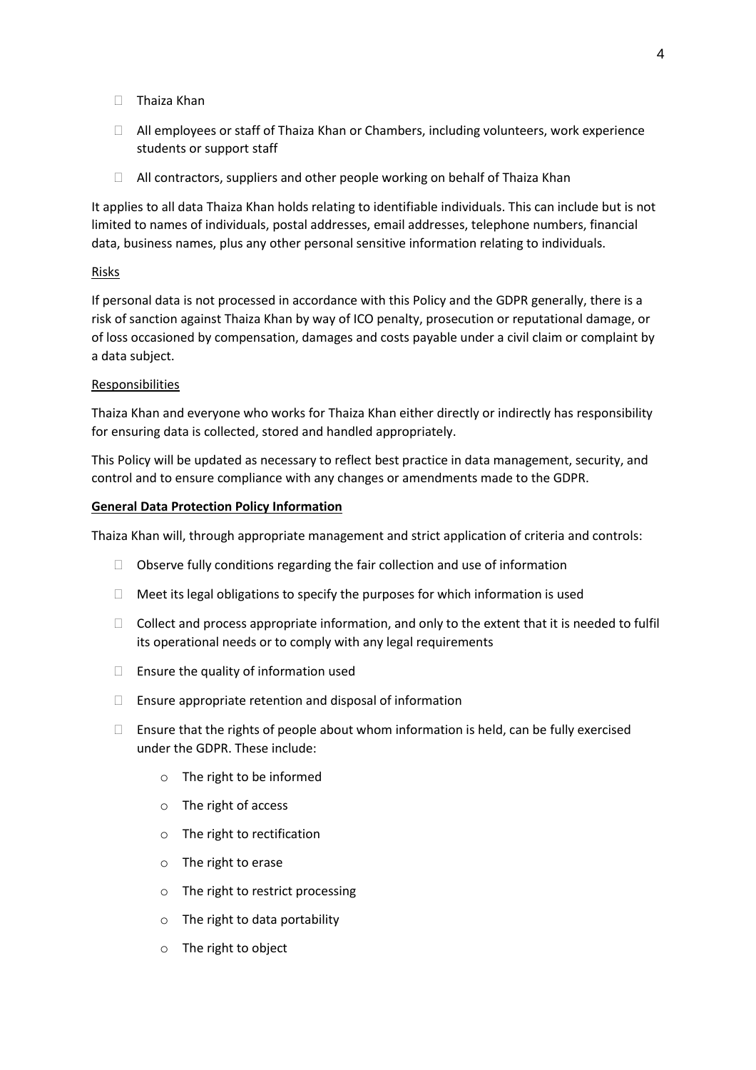- Thaiza Khan
- All employees or staff of Thaiza Khan or Chambers, including volunteers, work experience students or support staff
- All contractors, suppliers and other people working on behalf of Thaiza Khan

It applies to all data Thaiza Khan holds relating to identifiable individuals. This can include but is not limited to names of individuals, postal addresses, email addresses, telephone numbers, financial data, business names, plus any other personal sensitive information relating to individuals.

<u>Risks</u>

If personal data is not processed in accordance with this Policy and the GDPR generally, there is a risk of sanction against Thaiza Khan by way of ICO penalty, prosecution or reputational damage, or of loss occasioned by compensation, damages and costs payable under a civil claim or complaint by a data subject.

<u>Responsibilities</u>

Thaiza Khan and everyone who works for Thaiza Khan either directly or indirectly has responsibility for ensuring data is collected, stored and handled appropriately.

This Policy will be updated as necessary to reflect best practice in data management, security, and control and to ensure compliance with any changes or amendments made to the GDPR.

**General Data Protection Policy Information**

Thaiza Khan will, through appropriate management and strict application of criteria and controls:

- Observe fully conditions regarding the fair collection and use of information
- Meet its legal obligations to specify the purposes for which information is used
- Collect and process appropriate information, and only to the extent that it is needed to fulfil its operational needs or to comply with any legal requirements
- Ensure the quality of information used
- Ensure appropriate retention and disposal of information
- Ensure that the rights of people about whom information is held, can be fully exercised under the GDPR. These include:
    - The right to be informed
    - The right of access
    - The right to rectification
    - The right to erase
    - The right to restrict processing
    - The right to data portability
    - The right to object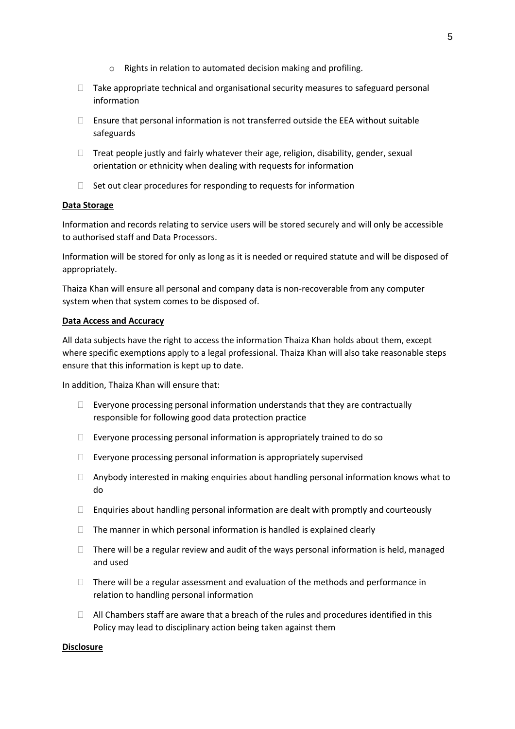- Rights in relation to automated decision making and profiling.

- Take appropriate technical and organisational security measures to safeguard personal information
- Ensure that personal information is not transferred outside the EEA without suitable safeguards
- Treat people justly and fairly whatever their age, religion, disability, gender, sexual orientation or ethnicity when dealing with requests for information
- Set out clear procedures for responding to requests for information

**Data Storage**

Information and records relating to service users will be stored securely and will only be accessible to authorised staff and Data Processors.

Information will be stored for only as long as it is needed or required statute and will be disposed of appropriately.

Thaiza Khan will ensure all personal and company data is non-recoverable from any computer system when that system comes to be disposed of.

**Data Access and Accuracy**

All data subjects have the right to access the information Thaiza Khan holds about them, except where specific exemptions apply to a legal professional. Thaiza Khan will also take reasonable steps ensure that this information is kept up to date.

In addition, Thaiza Khan will ensure that:

- Everyone processing personal information understands that they are contractually responsible for following good data protection practice
- Everyone processing personal information is appropriately trained to do so
- Everyone processing personal information is appropriately supervised
- Anybody interested in making enquiries about handling personal information knows what to do
- Enquiries about handling personal information are dealt with promptly and courteously
- The manner in which personal information is handled is explained clearly
- There will be a regular review and audit of the ways personal information is held, managed and used
- There will be a regular assessment and evaluation of the methods and performance in relation to handling personal information
- All Chambers staff are aware that a breach of the rules and procedures identified in this Policy may lead to disciplinary action being taken against them

**Disclosure**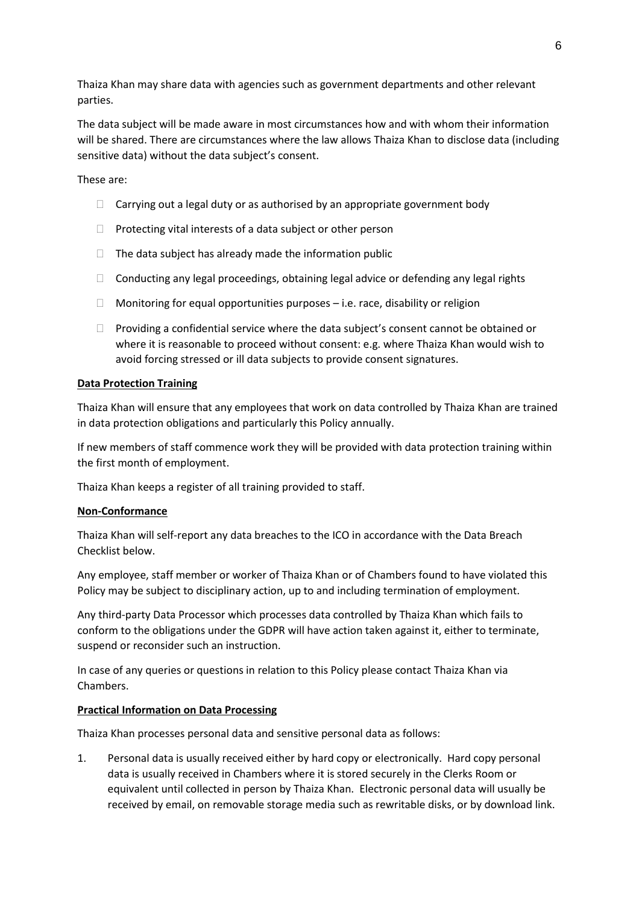Thaiza Khan may share data with agencies such as government departments and other relevant parties.

The data subject will be made aware in most circumstances how and with whom their information will be shared. There are circumstances where the law allows Thaiza Khan to disclose data (including sensitive data) without the data subject's consent.

These are:

- Carrying out a legal duty or as authorised by an appropriate government body
- Protecting vital interests of a data subject or other person
- The data subject has already made the information public
- Conducting any legal proceedings, obtaining legal advice or defending any legal rights
- Monitoring for equal opportunities purposes – i.e. race, disability or religion
- Providing a confidential service where the data subject's consent cannot be obtained or where it is reasonable to proceed without consent: e.g. where Thaiza Khan would wish to avoid forcing stressed or ill data subjects to provide consent signatures.

## Data Protection Training

Thaiza Khan will ensure that any employees that work on data controlled by Thaiza Khan are trained in data protection obligations and particularly this Policy annually.

If new members of staff commence work they will be provided with data protection training within the first month of employment.

Thaiza Khan keeps a register of all training provided to staff.

## Non-Conformance

Thaiza Khan will self-report any data breaches to the ICO in accordance with the Data Breach Checklist below.

Any employee, staff member or worker of Thaiza Khan or of Chambers found to have violated this Policy may be subject to disciplinary action, up to and including termination of employment.

Any third-party Data Processor which processes data controlled by Thaiza Khan which fails to conform to the obligations under the GDPR will have action taken against it, either to terminate, suspend or reconsider such an instruction.

In case of any queries or questions in relation to this Policy please contact Thaiza Khan via Chambers.

## Practical Information on Data Processing

Thaiza Khan processes personal data and sensitive personal data as follows:

1. Personal data is usually received either by hard copy or electronically. Hard copy personal data is usually received in Chambers where it is stored securely in the Clerks Room or equivalent until collected in person by Thaiza Khan. Electronic personal data will usually be received by email, on removable storage media such as rewritable disks, or by download link.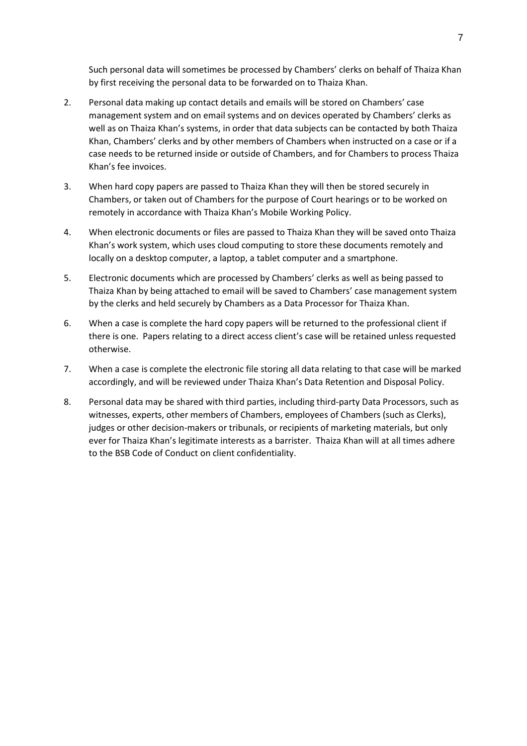Such personal data will sometimes be processed by Chambers' clerks on behalf of Thaiza Khan by first receiving the personal data to be forwarded on to Thaiza Khan.

2. Personal data making up contact details and emails will be stored on Chambers' case management system and on email systems and on devices operated by Chambers' clerks as well as on Thaiza Khan's systems, in order that data subjects can be contacted by both Thaiza Khan, Chambers' clerks and by other members of Chambers when instructed on a case or if a case needs to be returned inside or outside of Chambers, and for Chambers to process Thaiza Khan's fee invoices.

3. When hard copy papers are passed to Thaiza Khan they will then be stored securely in Chambers, or taken out of Chambers for the purpose of Court hearings or to be worked on remotely in accordance with Thaiza Khan's Mobile Working Policy.

4. When electronic documents or files are passed to Thaiza Khan they will be saved onto Thaiza Khan's work system, which uses cloud computing to store these documents remotely and locally on a desktop computer, a laptop, a tablet computer and a smartphone.

5. Electronic documents which are processed by Chambers' clerks as well as being passed to Thaiza Khan by being attached to email will be saved to Chambers' case management system by the clerks and held securely by Chambers as a Data Processor for Thaiza Khan.

6. When a case is complete the hard copy papers will be returned to the professional client if there is one. Papers relating to a direct access client's case will be retained unless requested otherwise.

7. When a case is complete the electronic file storing all data relating to that case will be marked accordingly, and will be reviewed under Thaiza Khan's Data Retention and Disposal Policy.

8. Personal data may be shared with third parties, including third-party Data Processors, such as witnesses, experts, other members of Chambers, employees of Chambers (such as Clerks), judges or other decision-makers or tribunals, or recipients of marketing materials, but only ever for Thaiza Khan's legitimate interests as a barrister. Thaiza Khan will at all times adhere to the BSB Code of Conduct on client confidentiality.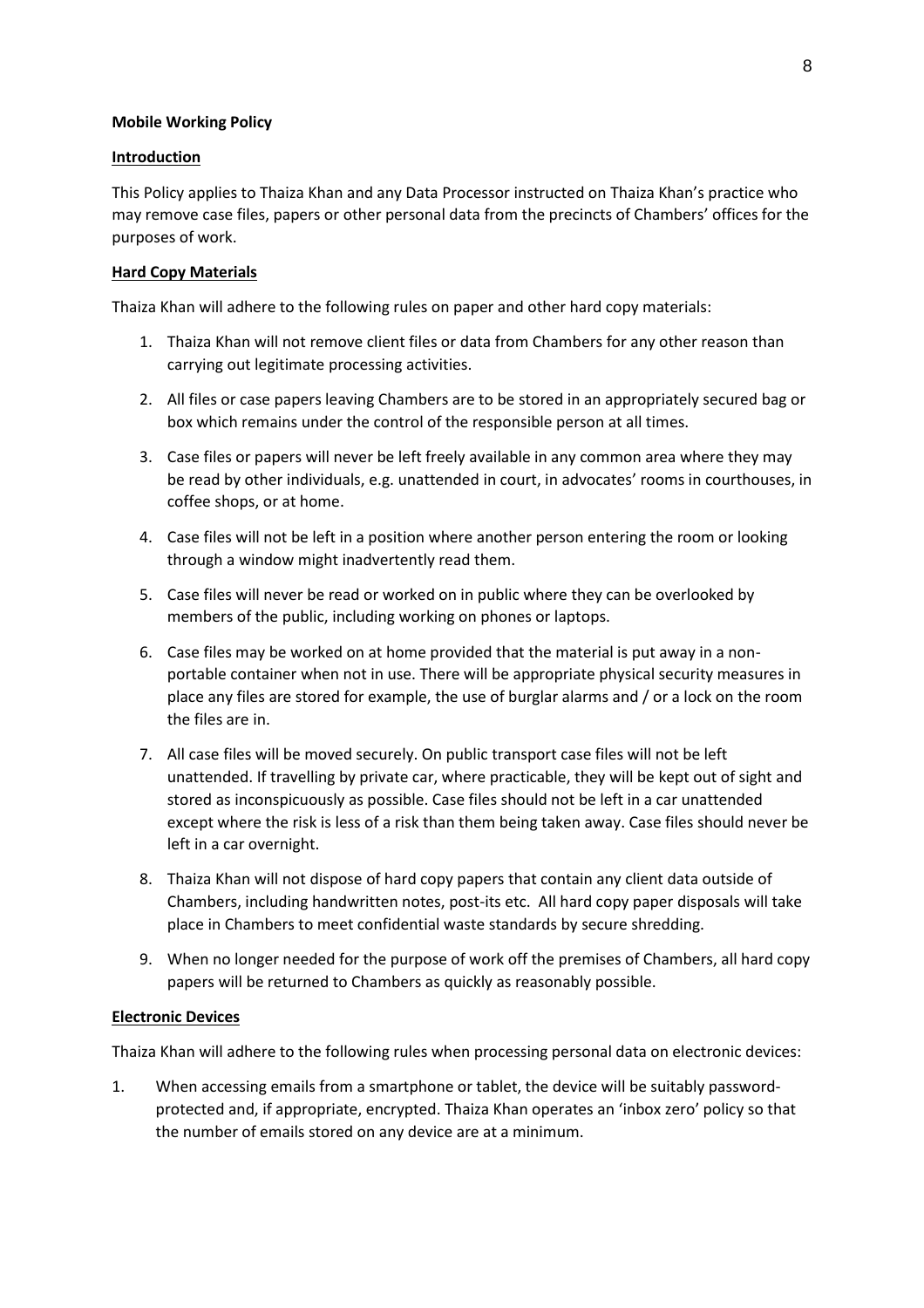**Mobile Working Policy**

**Introduction**

This Policy applies to Thaiza Khan and any Data Processor instructed on Thaiza Khan's practice who may remove case files, papers or other personal data from the precincts of Chambers' offices for the purposes of work.

**Hard Copy Materials**

Thaiza Khan will adhere to the following rules on paper and other hard copy materials:

1. Thaiza Khan will not remove client files or data from Chambers for any other reason than carrying out legitimate processing activities.
2. All files or case papers leaving Chambers are to be stored in an appropriately secured bag or box which remains under the control of the responsible person at all times.
3. Case files or papers will never be left freely available in any common area where they may be read by other individuals, e.g. unattended in court, in advocates' rooms in courthouses, in coffee shops, or at home.
4. Case files will not be left in a position where another person entering the room or looking through a window might inadvertently read them.
5. Case files will never be read or worked on in public where they can be overlooked by members of the public, including working on phones or laptops.
6. Case files may be worked on at home provided that the material is put away in a non-portable container when not in use. There will be appropriate physical security measures in place any files are stored for example, the use of burglar alarms and / or a lock on the room the files are in.
7. All case files will be moved securely. On public transport case files will not be left unattended. If travelling by private car, where practicable, they will be kept out of sight and stored as inconspicuously as possible. Case files should not be left in a car unattended except where the risk is less of a risk than them being taken away. Case files should never be left in a car overnight.
8. Thaiza Khan will not dispose of hard copy papers that contain any client data outside of Chambers, including handwritten notes, post-its etc. All hard copy paper disposals will take place in Chambers to meet confidential waste standards by secure shredding.
9. When no longer needed for the purpose of work off the premises of Chambers, all hard copy papers will be returned to Chambers as quickly as reasonably possible.

**Electronic Devices**

Thaiza Khan will adhere to the following rules when processing personal data on electronic devices:

1. When accessing emails from a smartphone or tablet, the device will be suitably password-protected and, if appropriate, encrypted. Thaiza Khan operates an 'inbox zero' policy so that the number of emails stored on any device are at a minimum.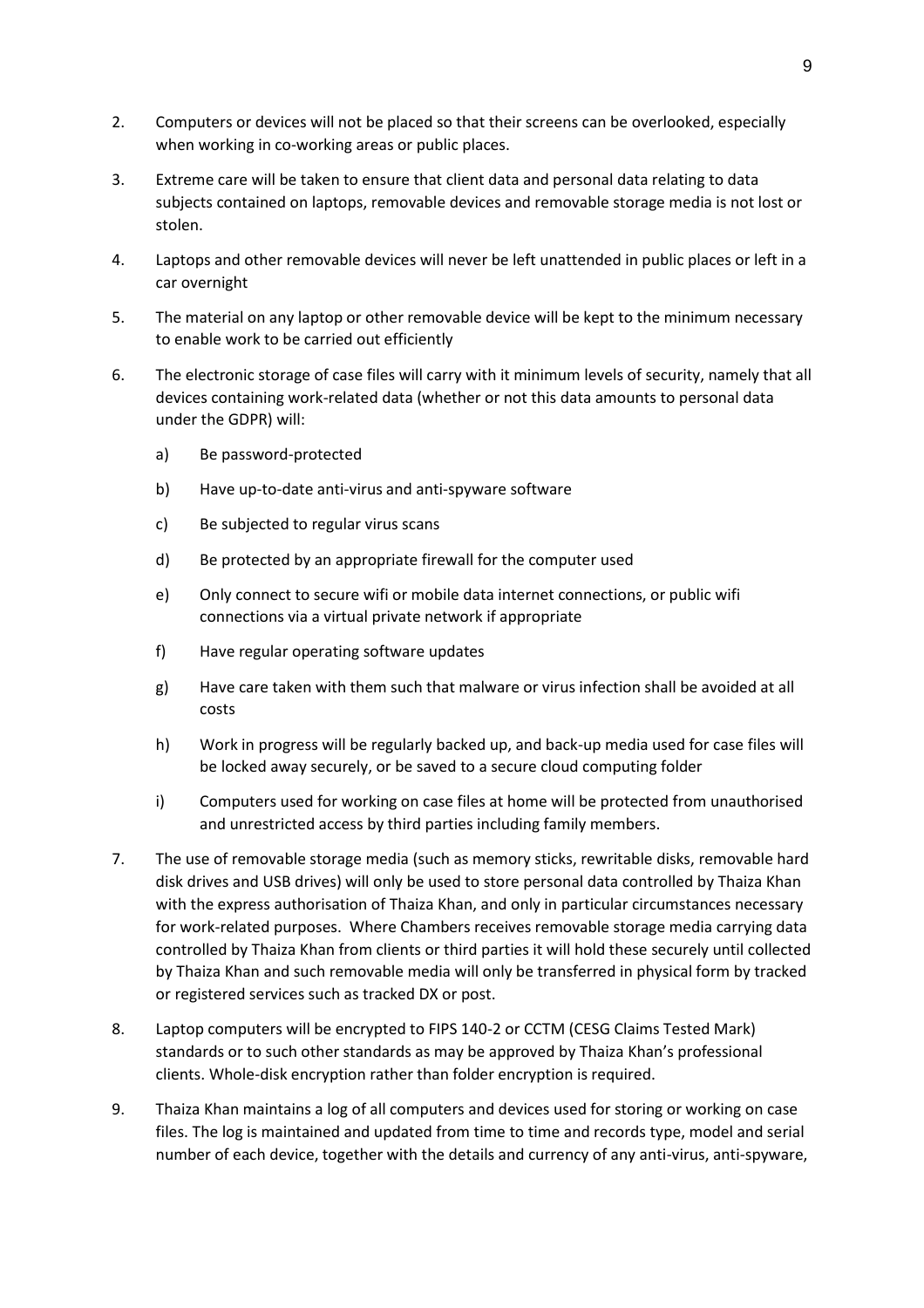2. Computers or devices will not be placed so that their screens can be overlooked, especially when working in co-working areas or public places.

3. Extreme care will be taken to ensure that client data and personal data relating to data subjects contained on laptops, removable devices and removable storage media is not lost or stolen.

4. Laptops and other removable devices will never be left unattended in public places or left in a car overnight

5. The material on any laptop or other removable device will be kept to the minimum necessary to enable work to be carried out efficiently

6. The electronic storage of case files will carry with it minimum levels of security, namely that all devices containing work-related data (whether or not this data amounts to personal data under the GDPR) will:

   a) Be password-protected

   b) Have up-to-date anti-virus and anti-spyware software

   c) Be subjected to regular virus scans

   d) Be protected by an appropriate firewall for the computer used

   e) Only connect to secure wifi or mobile data internet connections, or public wifi connections via a virtual private network if appropriate

   f) Have regular operating software updates

   g) Have care taken with them such that malware or virus infection shall be avoided at all costs

   h) Work in progress will be regularly backed up, and back-up media used for case files will be locked away securely, or be saved to a secure cloud computing folder

   i) Computers used for working on case files at home will be protected from unauthorised and unrestricted access by third parties including family members.

7. The use of removable storage media (such as memory sticks, rewritable disks, removable hard disk drives and USB drives) will only be used to store personal data controlled by Thaiza Khan with the express authorisation of Thaiza Khan, and only in particular circumstances necessary for work-related purposes. Where Chambers receives removable storage media carrying data controlled by Thaiza Khan from clients or third parties it will hold these securely until collected by Thaiza Khan and such removable media will only be transferred in physical form by tracked or registered services such as tracked DX or post.

8. Laptop computers will be encrypted to FIPS 140-2 or CCTM (CESG Claims Tested Mark) standards or to such other standards as may be approved by Thaiza Khan's professional clients. Whole-disk encryption rather than folder encryption is required.

9. Thaiza Khan maintains a log of all computers and devices used for storing or working on case files. The log is maintained and updated from time to time and records type, model and serial number of each device, together with the details and currency of any anti-virus, anti-spyware,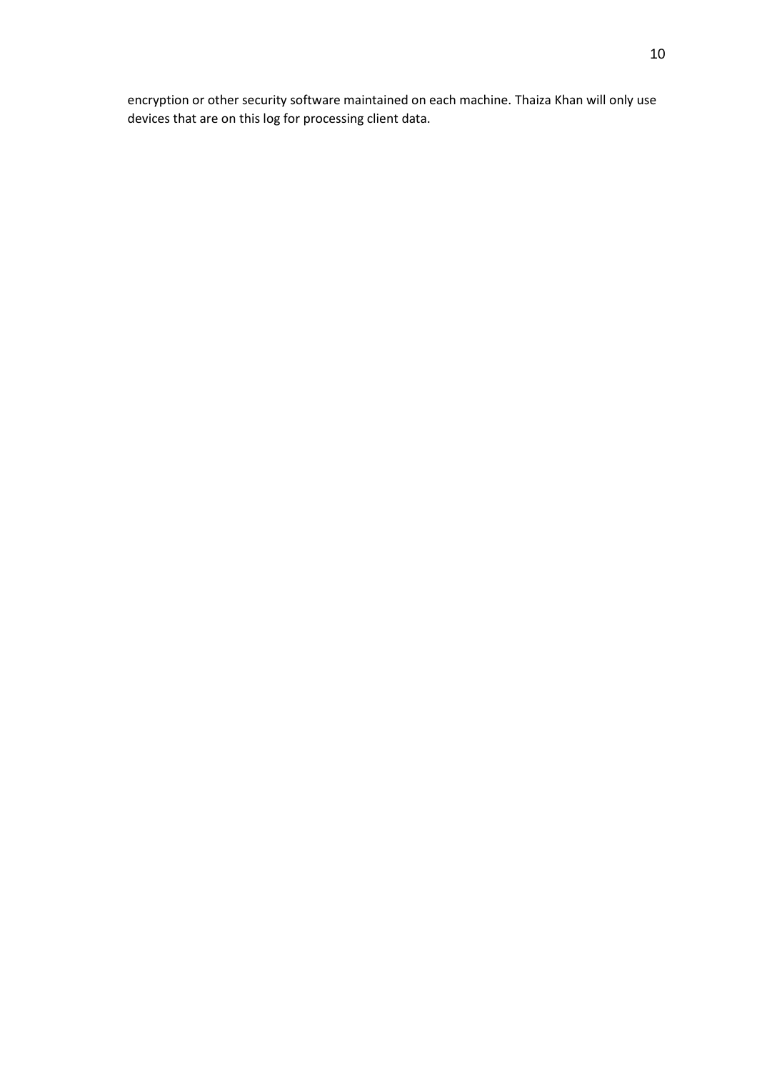encryption or other security software maintained on each machine. Thaiza Khan will only use devices that are on this log for processing client data.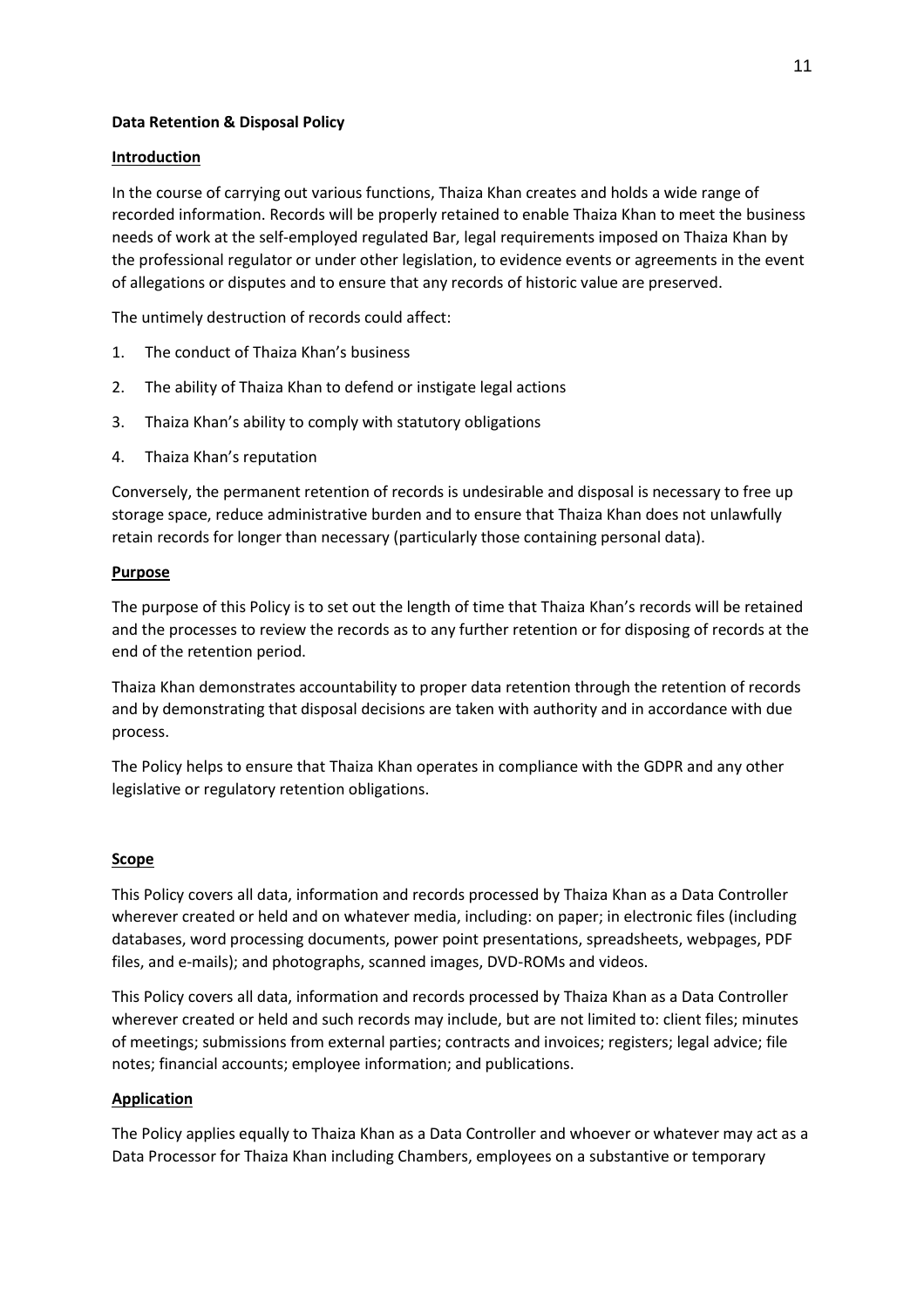**Data Retention & Disposal Policy**

**Introduction**

In the course of carrying out various functions, Thaiza Khan creates and holds a wide range of recorded information. Records will be properly retained to enable Thaiza Khan to meet the business needs of work at the self-employed regulated Bar, legal requirements imposed on Thaiza Khan by the professional regulator or under other legislation, to evidence events or agreements in the event of allegations or disputes and to ensure that any records of historic value are preserved.

The untimely destruction of records could affect:

1. The conduct of Thaiza Khan's business
2. The ability of Thaiza Khan to defend or instigate legal actions
3. Thaiza Khan's ability to comply with statutory obligations
4. Thaiza Khan's reputation

Conversely, the permanent retention of records is undesirable and disposal is necessary to free up storage space, reduce administrative burden and to ensure that Thaiza Khan does not unlawfully retain records for longer than necessary (particularly those containing personal data).

**Purpose**

The purpose of this Policy is to set out the length of time that Thaiza Khan's records will be retained and the processes to review the records as to any further retention or for disposing of records at the end of the retention period.

Thaiza Khan demonstrates accountability to proper data retention through the retention of records and by demonstrating that disposal decisions are taken with authority and in accordance with due process.

The Policy helps to ensure that Thaiza Khan operates in compliance with the GDPR and any other legislative or regulatory retention obligations.

**Scope**

This Policy covers all data, information and records processed by Thaiza Khan as a Data Controller wherever created or held and on whatever media, including: on paper; in electronic files (including databases, word processing documents, power point presentations, spreadsheets, webpages, PDF files, and e-mails); and photographs, scanned images, DVD-ROMs and videos.

This Policy covers all data, information and records processed by Thaiza Khan as a Data Controller wherever created or held and such records may include, but are not limited to: client files; minutes of meetings; submissions from external parties; contracts and invoices; registers; legal advice; file notes; financial accounts; employee information; and publications.

**Application**

The Policy applies equally to Thaiza Khan as a Data Controller and whoever or whatever may act as a Data Processor for Thaiza Khan including Chambers, employees on a substantive or temporary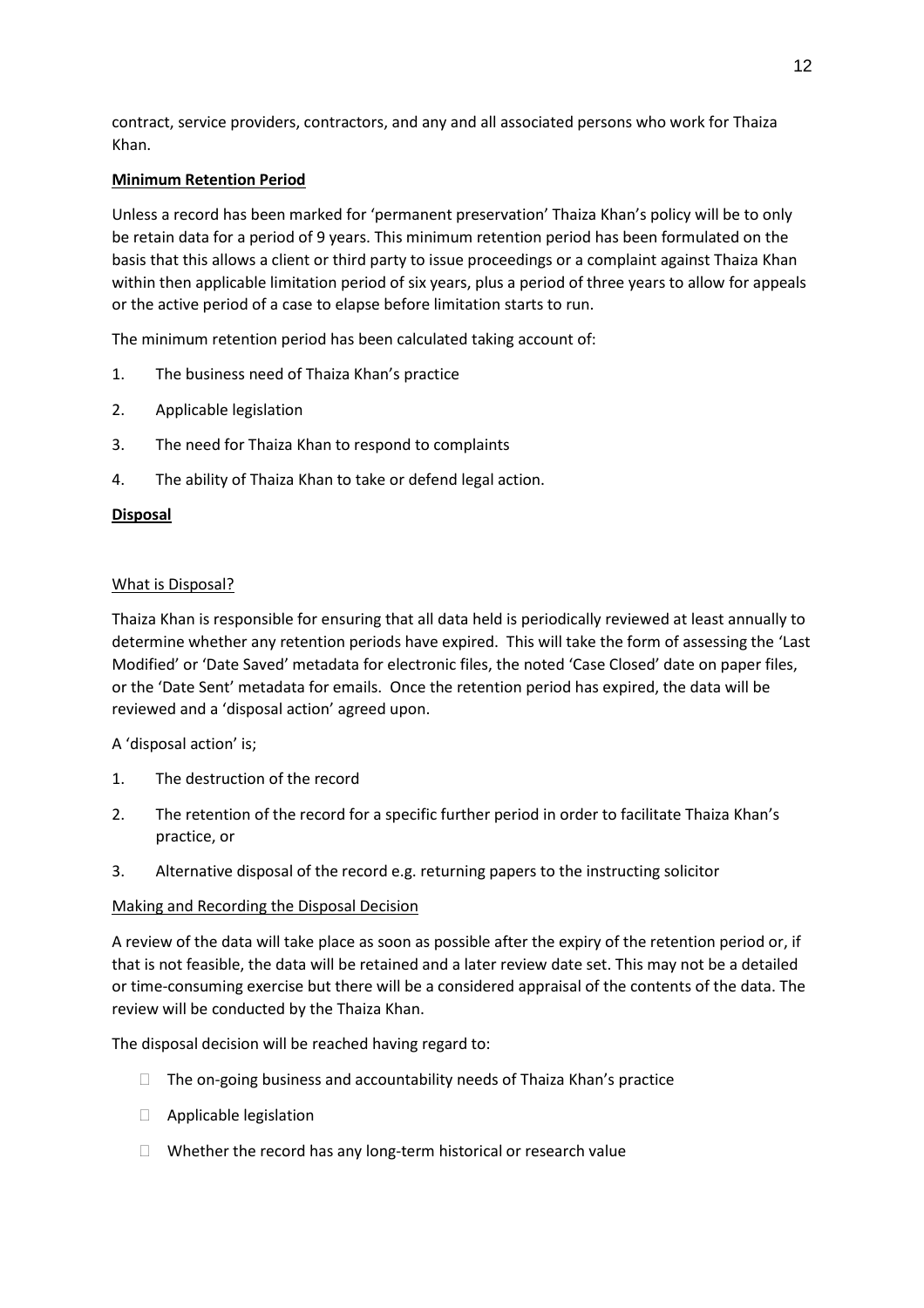contract, service providers, contractors, and any and all associated persons who work for Thaiza Khan.

**Minimum Retention Period**

Unless a record has been marked for 'permanent preservation' Thaiza Khan's policy will be to only be retain data for a period of 9 years. This minimum retention period has been formulated on the basis that this allows a client or third party to issue proceedings or a complaint against Thaiza Khan within then applicable limitation period of six years, plus a period of three years to allow for appeals or the active period of a case to elapse before limitation starts to run.

The minimum retention period has been calculated taking account of:

1. The business need of Thaiza Khan's practice
2. Applicable legislation
3. The need for Thaiza Khan to respond to complaints
4. The ability of Thaiza Khan to take or defend legal action.

**Disposal**

What is Disposal?

Thaiza Khan is responsible for ensuring that all data held is periodically reviewed at least annually to determine whether any retention periods have expired. This will take the form of assessing the 'Last Modified' or 'Date Saved' metadata for electronic files, the noted 'Case Closed' date on paper files, or the 'Date Sent' metadata for emails. Once the retention period has expired, the data will be reviewed and a 'disposal action' agreed upon.

A 'disposal action' is;

1. The destruction of the record
2. The retention of the record for a specific further period in order to facilitate Thaiza Khan's practice, or
3. Alternative disposal of the record e.g. returning papers to the instructing solicitor

Making and Recording the Disposal Decision

A review of the data will take place as soon as possible after the expiry of the retention period or, if that is not feasible, the data will be retained and a later review date set. This may not be a detailed or time-consuming exercise but there will be a considered appraisal of the contents of the data. The review will be conducted by the Thaiza Khan.

The disposal decision will be reached having regard to:

- The on-going business and accountability needs of Thaiza Khan's practice
- Applicable legislation
- Whether the record has any long-term historical or research value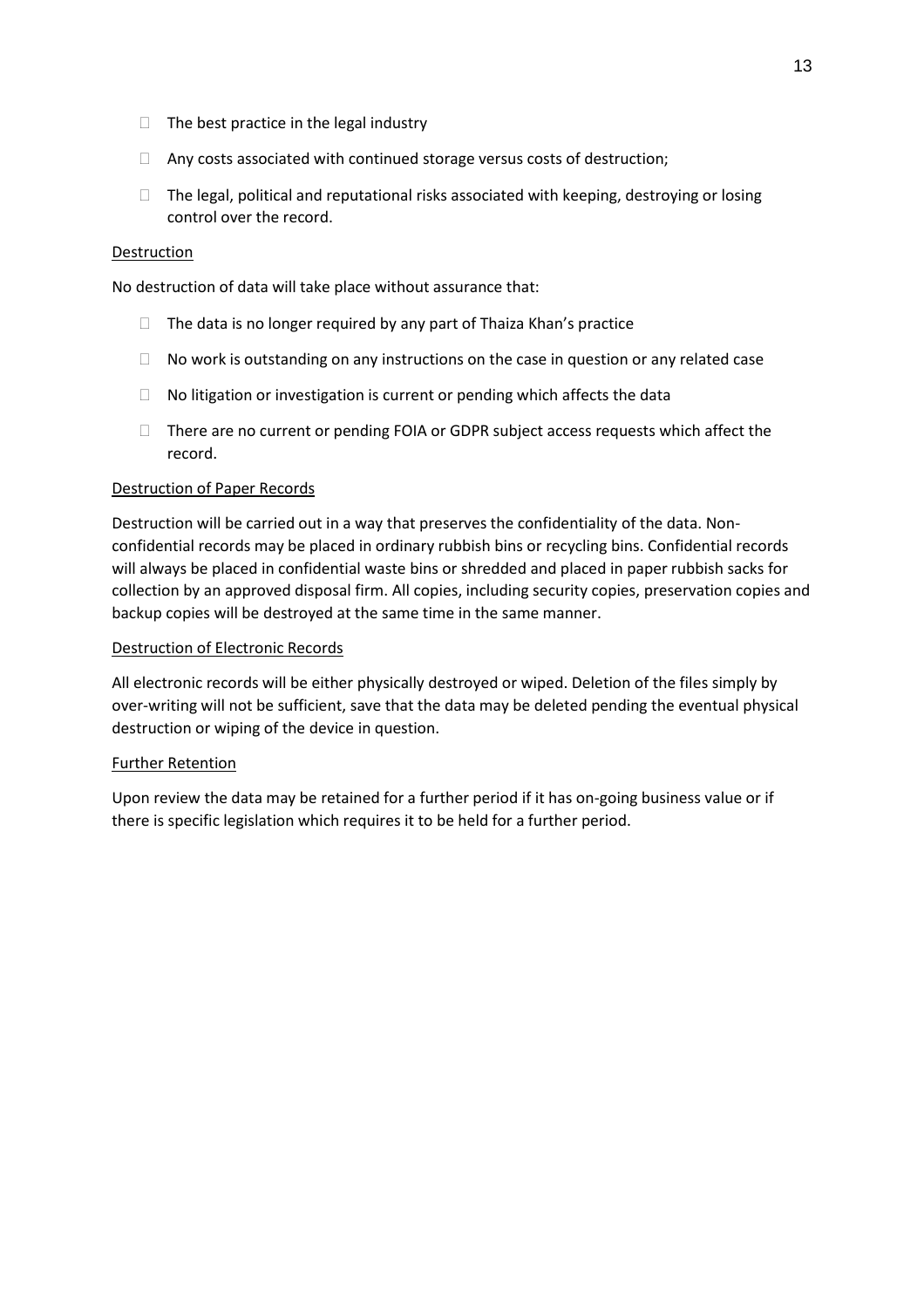- The best practice in the legal industry
- Any costs associated with continued storage versus costs of destruction;
- The legal, political and reputational risks associated with keeping, destroying or losing control over the record.

Destruction

No destruction of data will take place without assurance that:

- The data is no longer required by any part of Thaiza Khan's practice
- No work is outstanding on any instructions on the case in question or any related case
- No litigation or investigation is current or pending which affects the data
- There are no current or pending FOIA or GDPR subject access requests which affect the record.

Destruction of Paper Records

Destruction will be carried out in a way that preserves the confidentiality of the data. Non-confidential records may be placed in ordinary rubbish bins or recycling bins. Confidential records will always be placed in confidential waste bins or shredded and placed in paper rubbish sacks for collection by an approved disposal firm. All copies, including security copies, preservation copies and backup copies will be destroyed at the same time in the same manner.

Destruction of Electronic Records

All electronic records will be either physically destroyed or wiped. Deletion of the files simply by over-writing will not be sufficient, save that the data may be deleted pending the eventual physical destruction or wiping of the device in question.

Further Retention

Upon review the data may be retained for a further period if it has on-going business value or if there is specific legislation which requires it to be held for a further period.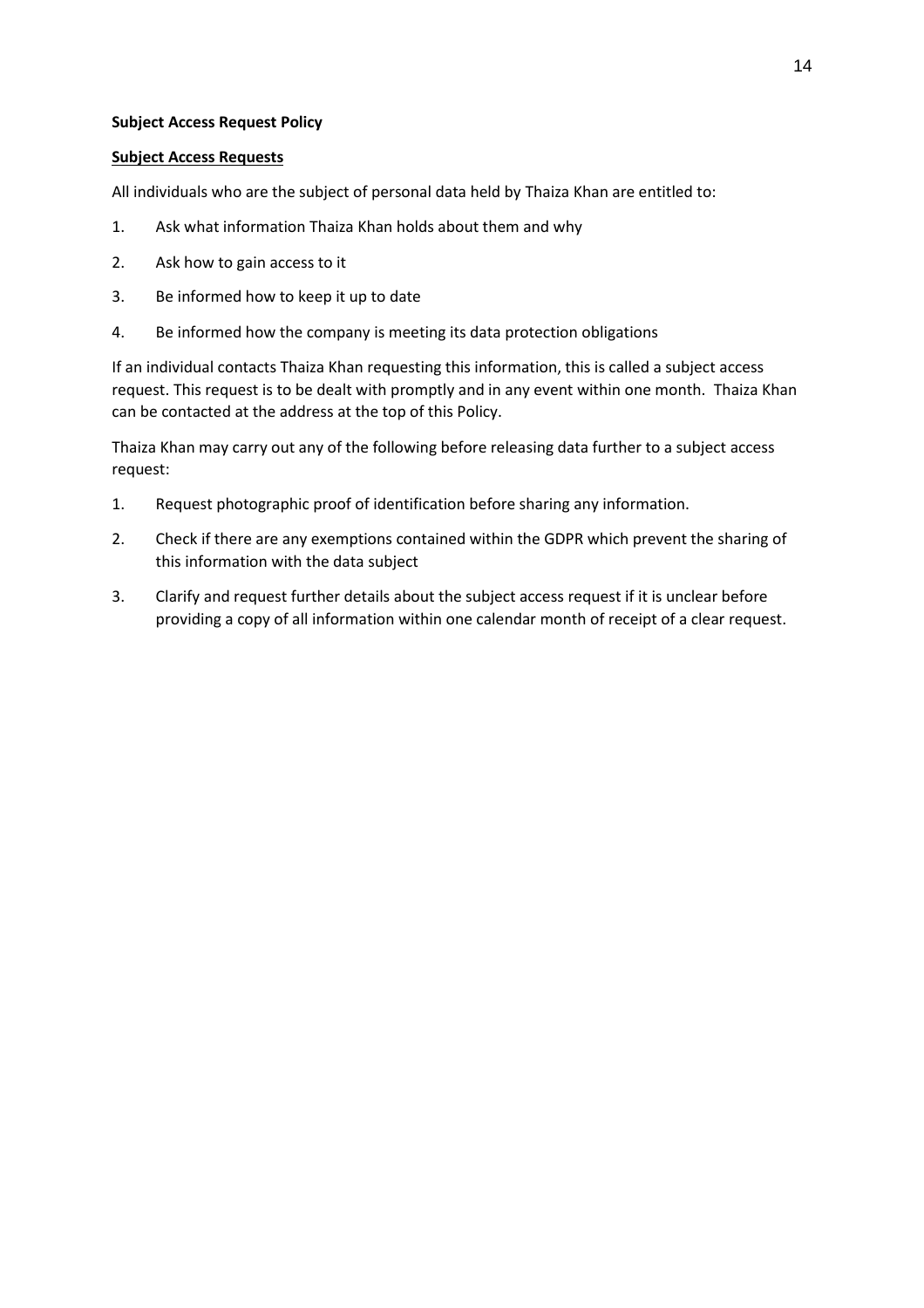**Subject Access Request Policy**

**Subject Access Requests**

All individuals who are the subject of personal data held by Thaiza Khan are entitled to:

1. Ask what information Thaiza Khan holds about them and why
2. Ask how to gain access to it
3. Be informed how to keep it up to date
4. Be informed how the company is meeting its data protection obligations

If an individual contacts Thaiza Khan requesting this information, this is called a subject access request. This request is to be dealt with promptly and in any event within one month. Thaiza Khan can be contacted at the address at the top of this Policy.

Thaiza Khan may carry out any of the following before releasing data further to a subject access request:

1. Request photographic proof of identification before sharing any information.
2. Check if there are any exemptions contained within the GDPR which prevent the sharing of this information with the data subject
3. Clarify and request further details about the subject access request if it is unclear before providing a copy of all information within one calendar month of receipt of a clear request.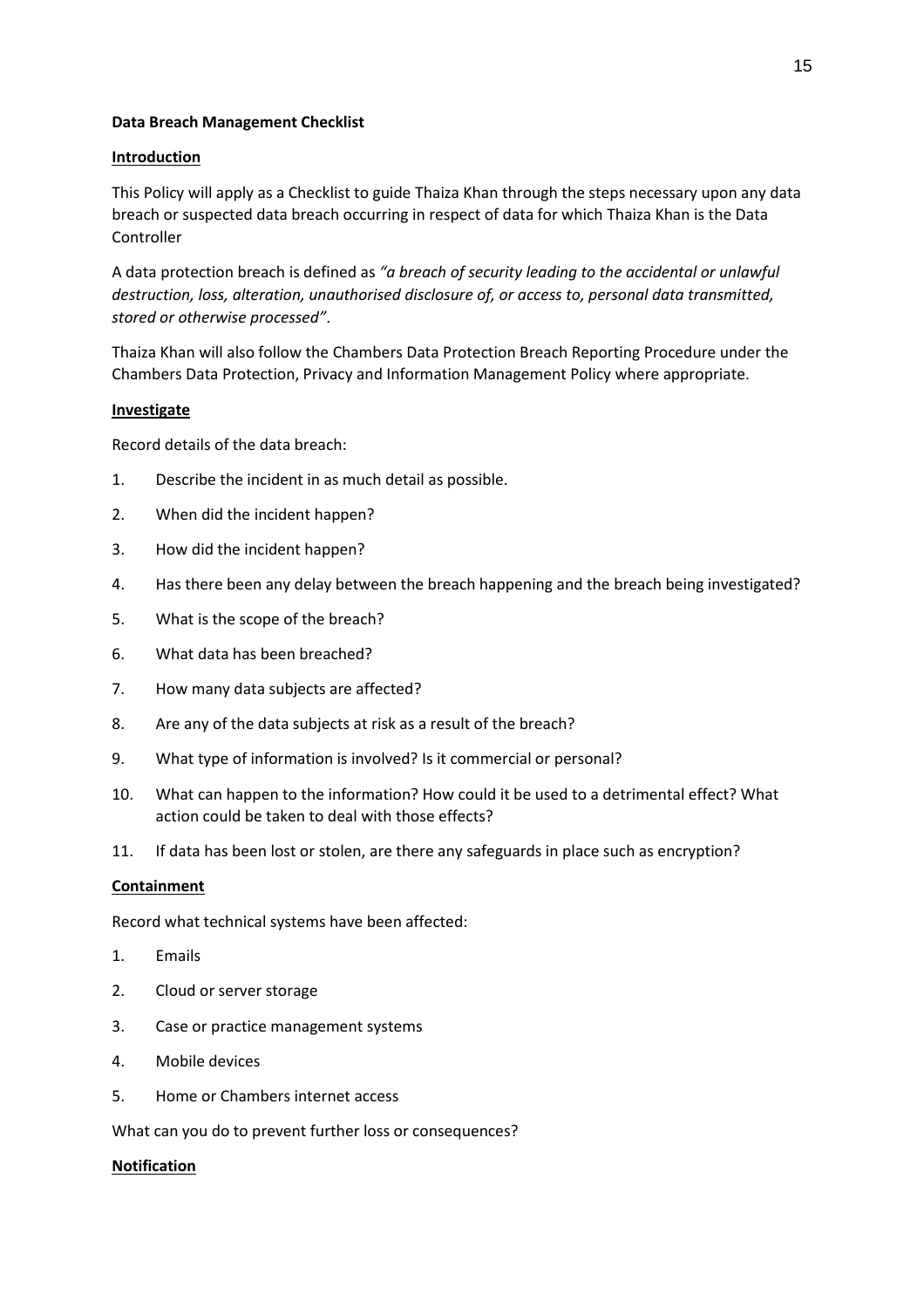**Data Breach Management Checklist**

**Introduction**

This Policy will apply as a Checklist to guide Thaiza Khan through the steps necessary upon any data breach or suspected data breach occurring in respect of data for which Thaiza Khan is the Data Controller

A data protection breach is defined as *"a breach of security leading to the accidental or unlawful destruction, loss, alteration, unauthorised disclosure of, or access to, personal data transmitted, stored or otherwise processed"*.

Thaiza Khan will also follow the Chambers Data Protection Breach Reporting Procedure under the Chambers Data Protection, Privacy and Information Management Policy where appropriate.

**Investigate**

Record details of the data breach:

1. Describe the incident in as much detail as possible.
2. When did the incident happen?
3. How did the incident happen?
4. Has there been any delay between the breach happening and the breach being investigated?
5. What is the scope of the breach?
6. What data has been breached?
7. How many data subjects are affected?
8. Are any of the data subjects at risk as a result of the breach?
9. What type of information is involved? Is it commercial or personal?
10. What can happen to the information? How could it be used to a detrimental effect? What action could be taken to deal with those effects?
11. If data has been lost or stolen, are there any safeguards in place such as encryption?

**Containment**

Record what technical systems have been affected:

1. Emails
2. Cloud or server storage
3. Case or practice management systems
4. Mobile devices
5. Home or Chambers internet access

What can you do to prevent further loss or consequences?

**Notification**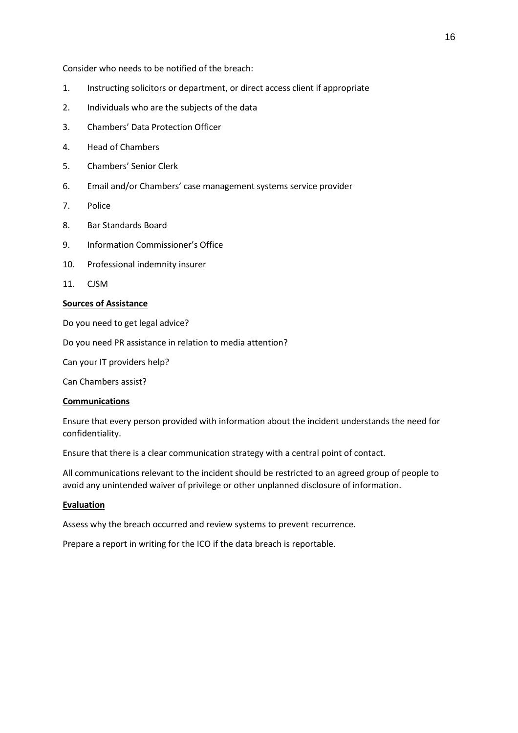Consider who needs to be notified of the breach:

1. Instructing solicitors or department, or direct access client if appropriate
2. Individuals who are the subjects of the data
3. Chambers' Data Protection Officer
4. Head of Chambers
5. Chambers' Senior Clerk
6. Email and/or Chambers' case management systems service provider
7. Police
8. Bar Standards Board
9. Information Commissioner's Office
10. Professional indemnity insurer
11. CJSM

**Sources of Assistance**

Do you need to get legal advice?

Do you need PR assistance in relation to media attention?

Can your IT providers help?

Can Chambers assist?

**Communications**

Ensure that every person provided with information about the incident understands the need for confidentiality.

Ensure that there is a clear communication strategy with a central point of contact.

All communications relevant to the incident should be restricted to an agreed group of people to avoid any unintended waiver of privilege or other unplanned disclosure of information.

**Evaluation**

Assess why the breach occurred and review systems to prevent recurrence.

Prepare a report in writing for the ICO if the data breach is reportable.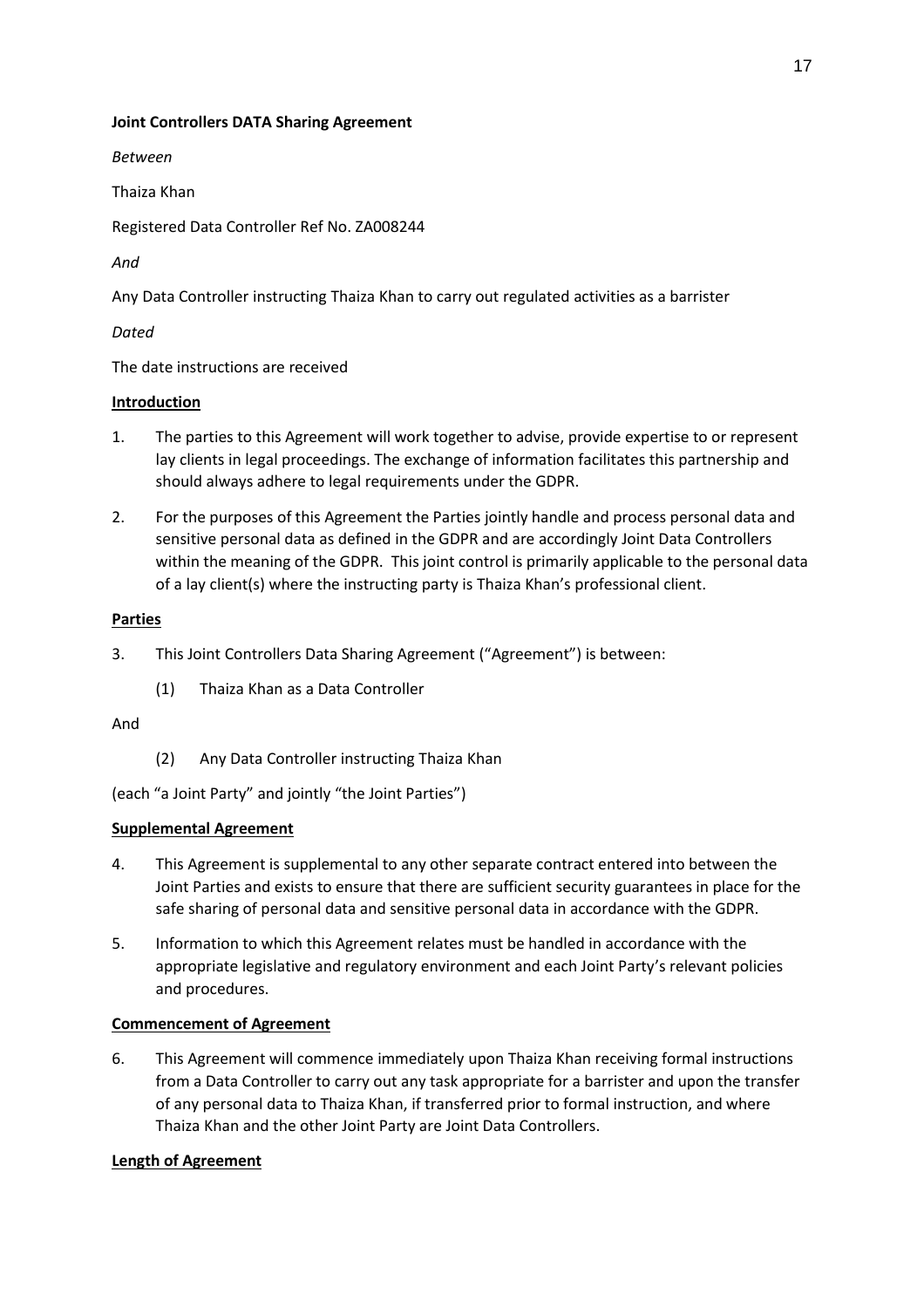**Joint Controllers DATA Sharing Agreement**

*Between*

Thaiza Khan

Registered Data Controller Ref No. ZA008244

*And*

Any Data Controller instructing Thaiza Khan to carry out regulated activities as a barrister

*Dated*

The date instructions are received

**Introduction**

1. The parties to this Agreement will work together to advise, provide expertise to or represent lay clients in legal proceedings. The exchange of information facilitates this partnership and should always adhere to legal requirements under the GDPR.

2. For the purposes of this Agreement the Parties jointly handle and process personal data and sensitive personal data as defined in the GDPR and are accordingly Joint Data Controllers within the meaning of the GDPR. This joint control is primarily applicable to the personal data of a lay client(s) where the instructing party is Thaiza Khan's professional client.

**Parties**

3. This Joint Controllers Data Sharing Agreement ("Agreement") is between:

    (1) Thaiza Khan as a Data Controller

And

    (2) Any Data Controller instructing Thaiza Khan

(each "a Joint Party" and jointly "the Joint Parties")

**Supplemental Agreement**

4. This Agreement is supplemental to any other separate contract entered into between the Joint Parties and exists to ensure that there are sufficient security guarantees in place for the safe sharing of personal data and sensitive personal data in accordance with the GDPR.

5. Information to which this Agreement relates must be handled in accordance with the appropriate legislative and regulatory environment and each Joint Party's relevant policies and procedures.

**Commencement of Agreement**

6. This Agreement will commence immediately upon Thaiza Khan receiving formal instructions from a Data Controller to carry out any task appropriate for a barrister and upon the transfer of any personal data to Thaiza Khan, if transferred prior to formal instruction, and where Thaiza Khan and the other Joint Party are Joint Data Controllers.

**Length of Agreement**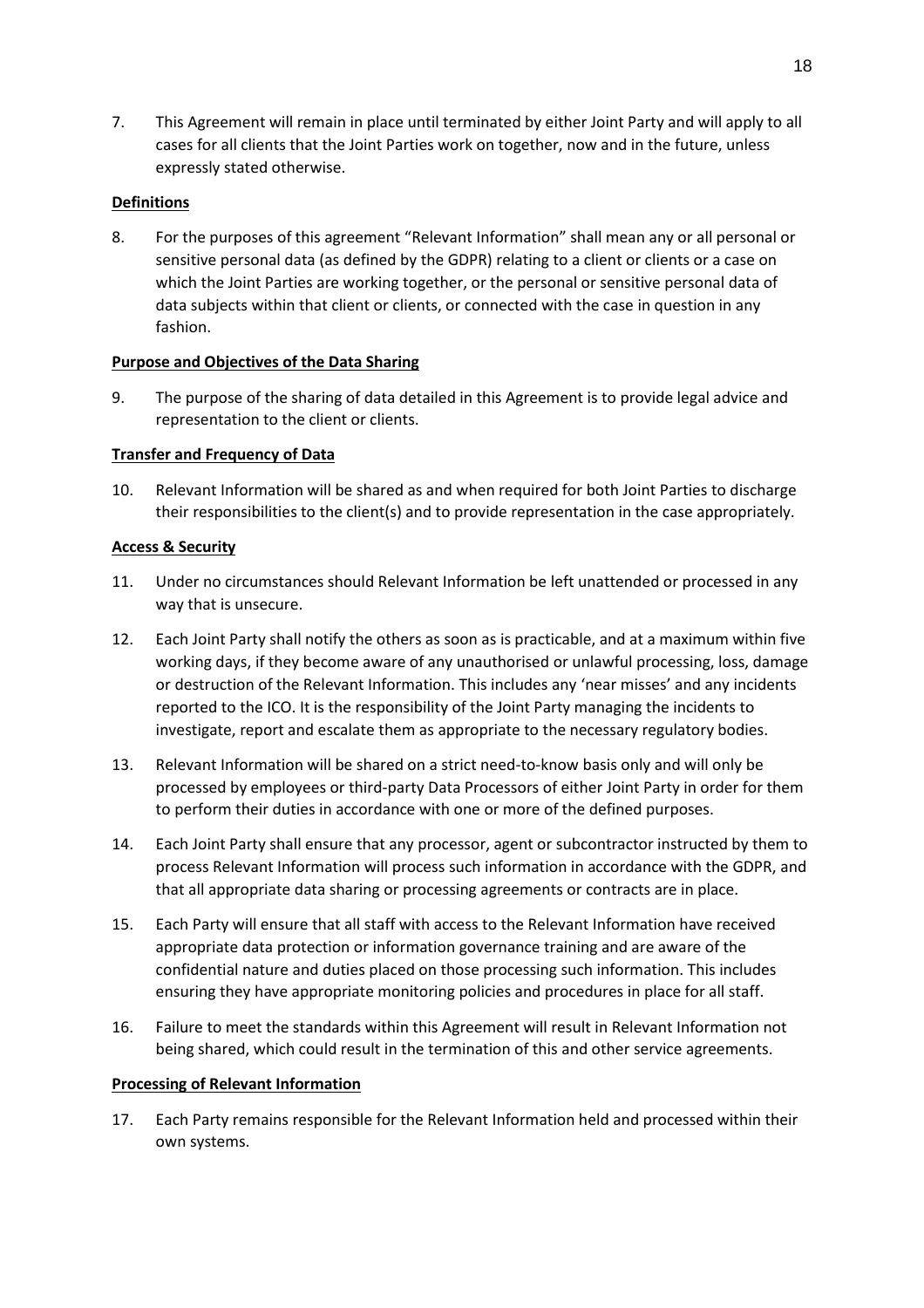7. This Agreement will remain in place until terminated by either Joint Party and will apply to all cases for all clients that the Joint Parties work on together, now and in the future, unless expressly stated otherwise.

**Definitions**

8. For the purposes of this agreement "Relevant Information" shall mean any or all personal or sensitive personal data (as defined by the GDPR) relating to a client or clients or a case on which the Joint Parties are working together, or the personal or sensitive personal data of data subjects within that client or clients, or connected with the case in question in any fashion.

**Purpose and Objectives of the Data Sharing**

9. The purpose of the sharing of data detailed in this Agreement is to provide legal advice and representation to the client or clients.

**Transfer and Frequency of Data**

10. Relevant Information will be shared as and when required for both Joint Parties to discharge their responsibilities to the client(s) and to provide representation in the case appropriately.

**Access & Security**

11. Under no circumstances should Relevant Information be left unattended or processed in any way that is unsecure.

12. Each Joint Party shall notify the others as soon as is practicable, and at a maximum within five working days, if they become aware of any unauthorised or unlawful processing, loss, damage or destruction of the Relevant Information. This includes any 'near misses' and any incidents reported to the ICO. It is the responsibility of the Joint Party managing the incidents to investigate, report and escalate them as appropriate to the necessary regulatory bodies.

13. Relevant Information will be shared on a strict need-to-know basis only and will only be processed by employees or third-party Data Processors of either Joint Party in order for them to perform their duties in accordance with one or more of the defined purposes.

14. Each Joint Party shall ensure that any processor, agent or subcontractor instructed by them to process Relevant Information will process such information in accordance with the GDPR, and that all appropriate data sharing or processing agreements or contracts are in place.

15. Each Party will ensure that all staff with access to the Relevant Information have received appropriate data protection or information governance training and are aware of the confidential nature and duties placed on those processing such information. This includes ensuring they have appropriate monitoring policies and procedures in place for all staff.

16. Failure to meet the standards within this Agreement will result in Relevant Information not being shared, which could result in the termination of this and other service agreements.

**Processing of Relevant Information**

17. Each Party remains responsible for the Relevant Information held and processed within their own systems.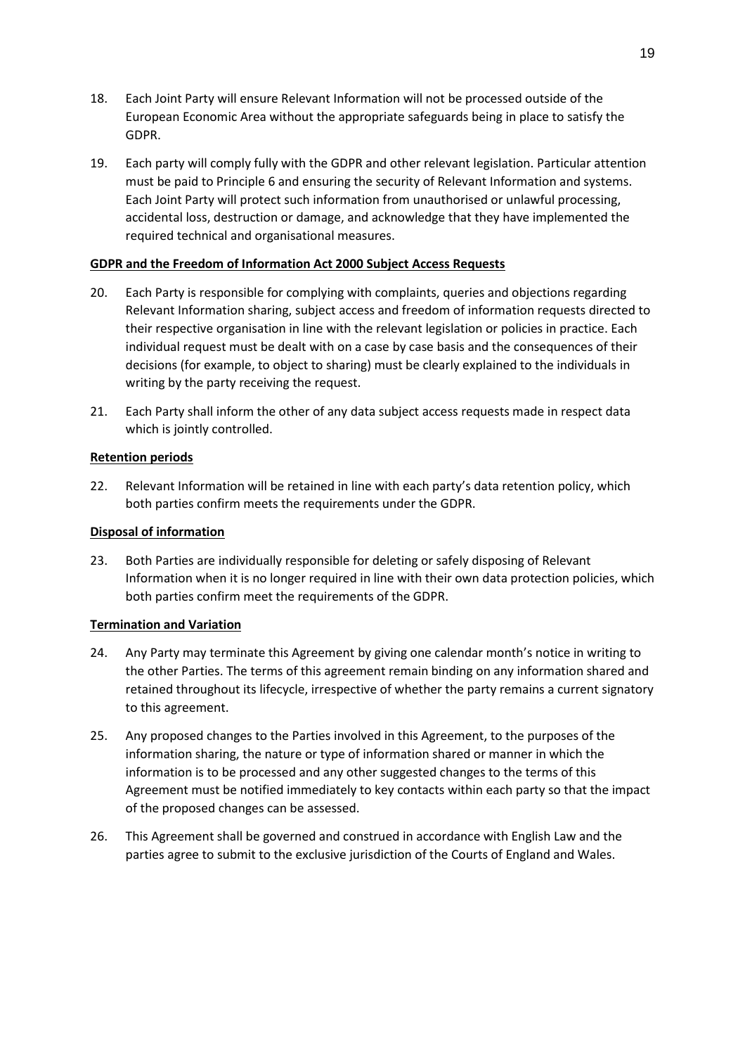18. Each Joint Party will ensure Relevant Information will not be processed outside of the European Economic Area without the appropriate safeguards being in place to satisfy the GDPR.

19. Each party will comply fully with the GDPR and other relevant legislation. Particular attention must be paid to Principle 6 and ensuring the security of Relevant Information and systems. Each Joint Party will protect such information from unauthorised or unlawful processing, accidental loss, destruction or damage, and acknowledge that they have implemented the required technical and organisational measures.

**GDPR and the Freedom of Information Act 2000 Subject Access Requests**

20. Each Party is responsible for complying with complaints, queries and objections regarding Relevant Information sharing, subject access and freedom of information requests directed to their respective organisation in line with the relevant legislation or policies in practice. Each individual request must be dealt with on a case by case basis and the consequences of their decisions (for example, to object to sharing) must be clearly explained to the individuals in writing by the party receiving the request.

21. Each Party shall inform the other of any data subject access requests made in respect data which is jointly controlled.

**Retention periods**

22. Relevant Information will be retained in line with each party's data retention policy, which both parties confirm meets the requirements under the GDPR.

**Disposal of information**

23. Both Parties are individually responsible for deleting or safely disposing of Relevant Information when it is no longer required in line with their own data protection policies, which both parties confirm meet the requirements of the GDPR.

**Termination and Variation**

24. Any Party may terminate this Agreement by giving one calendar month's notice in writing to the other Parties. The terms of this agreement remain binding on any information shared and retained throughout its lifecycle, irrespective of whether the party remains a current signatory to this agreement.

25. Any proposed changes to the Parties involved in this Agreement, to the purposes of the information sharing, the nature or type of information shared or manner in which the information is to be processed and any other suggested changes to the terms of this Agreement must be notified immediately to key contacts within each party so that the impact of the proposed changes can be assessed.

26. This Agreement shall be governed and construed in accordance with English Law and the parties agree to submit to the exclusive jurisdiction of the Courts of England and Wales.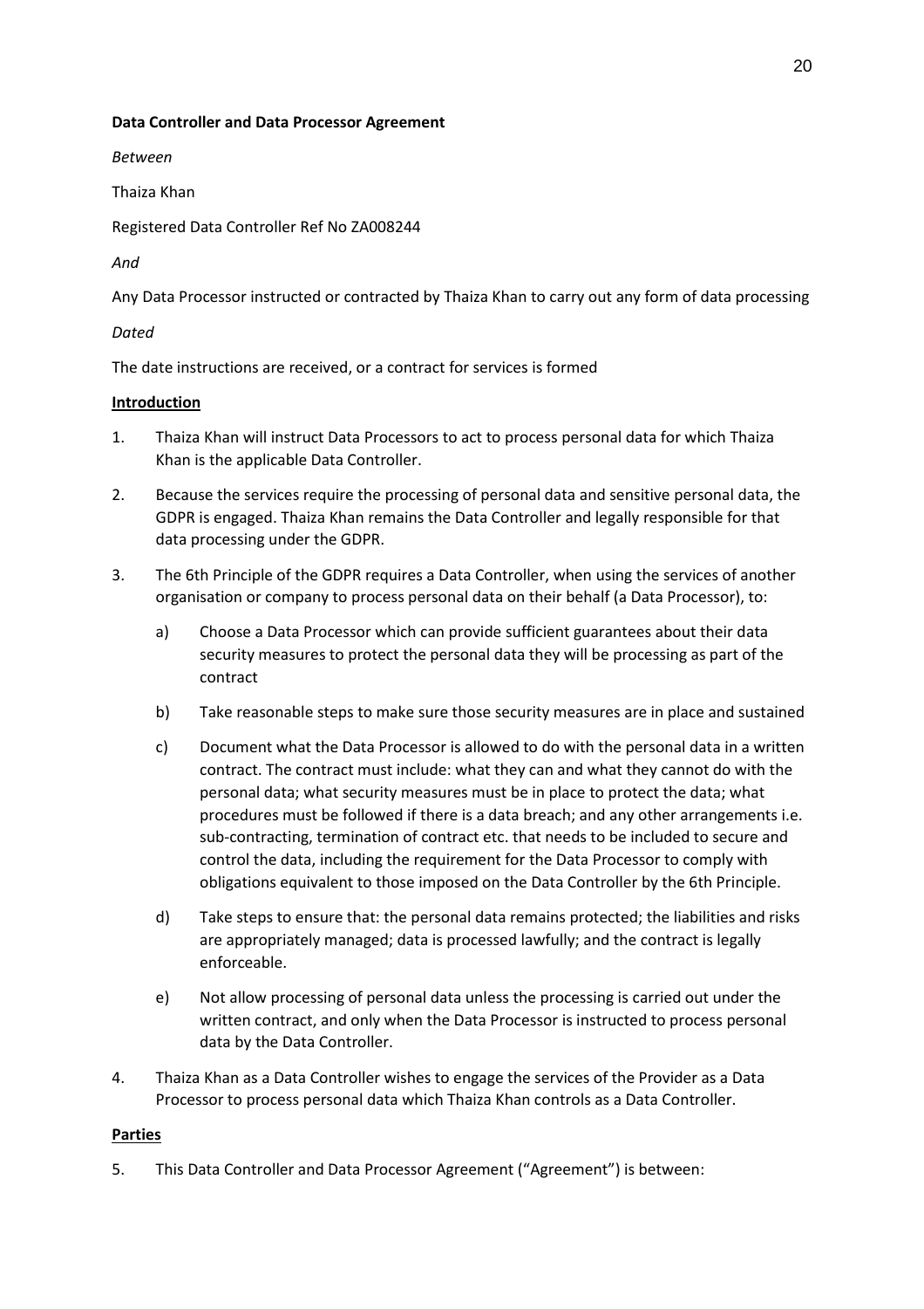**Data Controller and Data Processor Agreement**

*Between*

Thaiza Khan

Registered Data Controller Ref No ZA008244

*And*

Any Data Processor instructed or contracted by Thaiza Khan to carry out any form of data processing

*Dated*

The date instructions are received, or a contract for services is formed

**Introduction**

1. Thaiza Khan will instruct Data Processors to act to process personal data for which Thaiza Khan is the applicable Data Controller.

2. Because the services require the processing of personal data and sensitive personal data, the GDPR is engaged. Thaiza Khan remains the Data Controller and legally responsible for that data processing under the GDPR.

3. The 6th Principle of the GDPR requires a Data Controller, when using the services of another organisation or company to process personal data on their behalf (a Data Processor), to:

   a) Choose a Data Processor which can provide sufficient guarantees about their data security measures to protect the personal data they will be processing as part of the contract

   b) Take reasonable steps to make sure those security measures are in place and sustained

   c) Document what the Data Processor is allowed to do with the personal data in a written contract. The contract must include: what they can and what they cannot do with the personal data; what security measures must be in place to protect the data; what procedures must be followed if there is a data breach; and any other arrangements i.e. sub-contracting, termination of contract etc. that needs to be included to secure and control the data, including the requirement for the Data Processor to comply with obligations equivalent to those imposed on the Data Controller by the 6th Principle.

   d) Take steps to ensure that: the personal data remains protected; the liabilities and risks are appropriately managed; data is processed lawfully; and the contract is legally enforceable.

   e) Not allow processing of personal data unless the processing is carried out under the written contract, and only when the Data Processor is instructed to process personal data by the Data Controller.

4. Thaiza Khan as a Data Controller wishes to engage the services of the Provider as a Data Processor to process personal data which Thaiza Khan controls as a Data Controller.

**Parties**

5. This Data Controller and Data Processor Agreement ("Agreement") is between: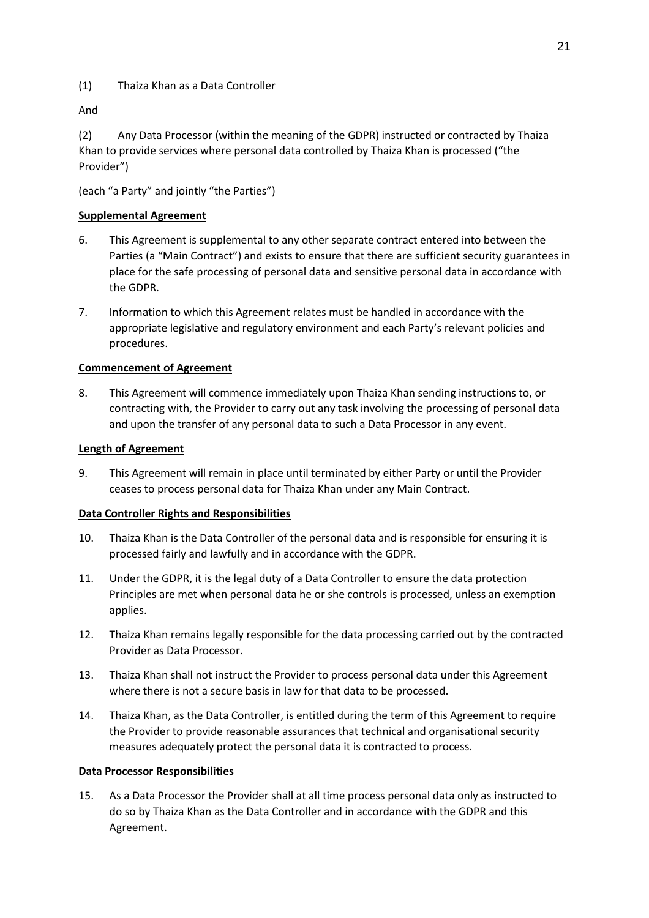(1) Thaiza Khan as a Data Controller

And

(2) Any Data Processor (within the meaning of the GDPR) instructed or contracted by Thaiza Khan to provide services where personal data controlled by Thaiza Khan is processed ("the Provider")

(each "a Party" and jointly "the Parties")

**Supplemental Agreement**

6. This Agreement is supplemental to any other separate contract entered into between the Parties (a "Main Contract") and exists to ensure that there are sufficient security guarantees in place for the safe processing of personal data and sensitive personal data in accordance with the GDPR.

7. Information to which this Agreement relates must be handled in accordance with the appropriate legislative and regulatory environment and each Party's relevant policies and procedures.

**Commencement of Agreement**

8. This Agreement will commence immediately upon Thaiza Khan sending instructions to, or contracting with, the Provider to carry out any task involving the processing of personal data and upon the transfer of any personal data to such a Data Processor in any event.

**Length of Agreement**

9. This Agreement will remain in place until terminated by either Party or until the Provider ceases to process personal data for Thaiza Khan under any Main Contract.

**Data Controller Rights and Responsibilities**

10. Thaiza Khan is the Data Controller of the personal data and is responsible for ensuring it is processed fairly and lawfully and in accordance with the GDPR.

11. Under the GDPR, it is the legal duty of a Data Controller to ensure the data protection Principles are met when personal data he or she controls is processed, unless an exemption applies.

12. Thaiza Khan remains legally responsible for the data processing carried out by the contracted Provider as Data Processor.

13. Thaiza Khan shall not instruct the Provider to process personal data under this Agreement where there is not a secure basis in law for that data to be processed.

14. Thaiza Khan, as the Data Controller, is entitled during the term of this Agreement to require the Provider to provide reasonable assurances that technical and organisational security measures adequately protect the personal data it is contracted to process.

**Data Processor Responsibilities**

15. As a Data Processor the Provider shall at all time process personal data only as instructed to do so by Thaiza Khan as the Data Controller and in accordance with the GDPR and this Agreement.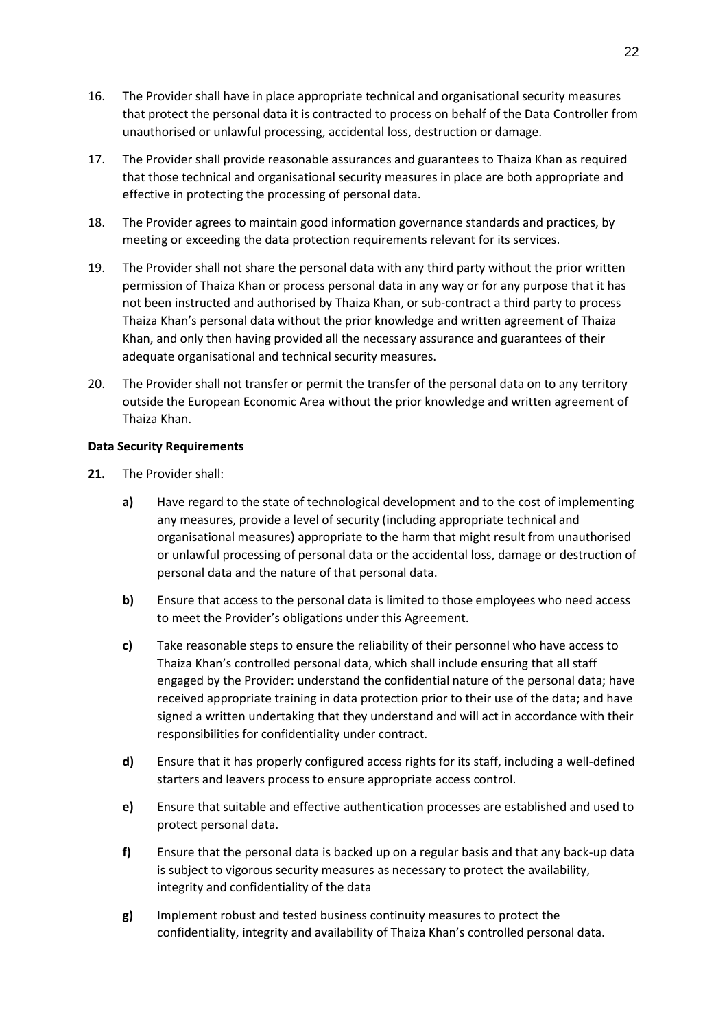16. The Provider shall have in place appropriate technical and organisational security measures that protect the personal data it is contracted to process on behalf of the Data Controller from unauthorised or unlawful processing, accidental loss, destruction or damage.

17. The Provider shall provide reasonable assurances and guarantees to Thaiza Khan as required that those technical and organisational security measures in place are both appropriate and effective in protecting the processing of personal data.

18. The Provider agrees to maintain good information governance standards and practices, by meeting or exceeding the data protection requirements relevant for its services.

19. The Provider shall not share the personal data with any third party without the prior written permission of Thaiza Khan or process personal data in any way or for any purpose that it has not been instructed and authorised by Thaiza Khan, or sub-contract a third party to process Thaiza Khan's personal data without the prior knowledge and written agreement of Thaiza Khan, and only then having provided all the necessary assurance and guarantees of their adequate organisational and technical security measures.

20. The Provider shall not transfer or permit the transfer of the personal data on to any territory outside the European Economic Area without the prior knowledge and written agreement of Thaiza Khan.

**Data Security Requirements**

**21.** The Provider shall:

**a)** Have regard to the state of technological development and to the cost of implementing any measures, provide a level of security (including appropriate technical and organisational measures) appropriate to the harm that might result from unauthorised or unlawful processing of personal data or the accidental loss, damage or destruction of personal data and the nature of that personal data.

**b)** Ensure that access to the personal data is limited to those employees who need access to meet the Provider's obligations under this Agreement.

**c)** Take reasonable steps to ensure the reliability of their personnel who have access to Thaiza Khan's controlled personal data, which shall include ensuring that all staff engaged by the Provider: understand the confidential nature of the personal data; have received appropriate training in data protection prior to their use of the data; and have signed a written undertaking that they understand and will act in accordance with their responsibilities for confidentiality under contract.

**d)** Ensure that it has properly configured access rights for its staff, including a well-defined starters and leavers process to ensure appropriate access control.

**e)** Ensure that suitable and effective authentication processes are established and used to protect personal data.

**f)** Ensure that the personal data is backed up on a regular basis and that any back-up data is subject to vigorous security measures as necessary to protect the availability, integrity and confidentiality of the data

**g)** Implement robust and tested business continuity measures to protect the confidentiality, integrity and availability of Thaiza Khan's controlled personal data.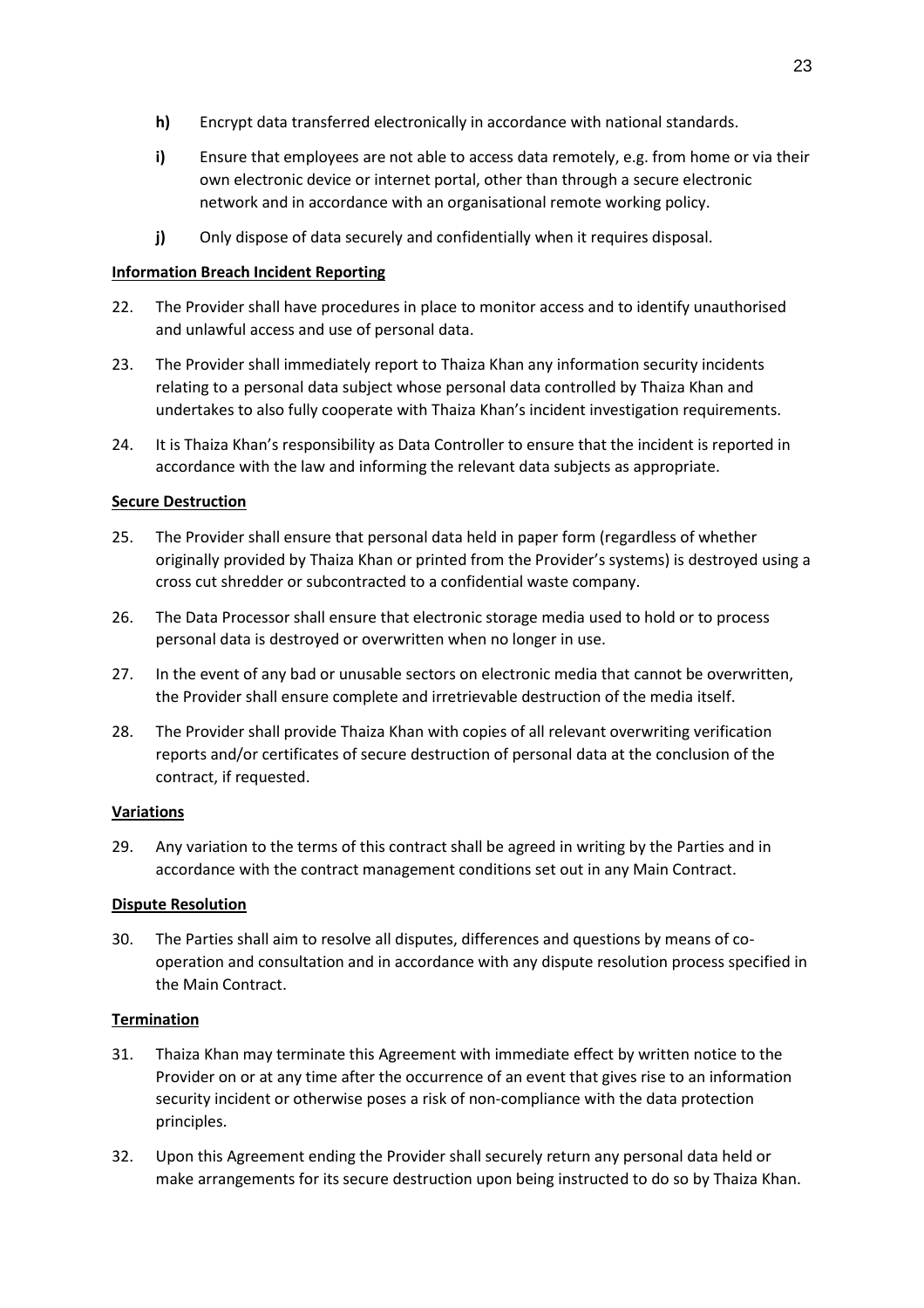- **h)** Encrypt data transferred electronically in accordance with national standards.
- **i)** Ensure that employees are not able to access data remotely, e.g. from home or via their own electronic device or internet portal, other than through a secure electronic network and in accordance with an organisational remote working policy.
- **j)** Only dispose of data securely and confidentially when it requires disposal.

**Information Breach Incident Reporting**

22. The Provider shall have procedures in place to monitor access and to identify unauthorised and unlawful access and use of personal data.

23. The Provider shall immediately report to Thaiza Khan any information security incidents relating to a personal data subject whose personal data controlled by Thaiza Khan and undertakes to also fully cooperate with Thaiza Khan's incident investigation requirements.

24. It is Thaiza Khan's responsibility as Data Controller to ensure that the incident is reported in accordance with the law and informing the relevant data subjects as appropriate.

**Secure Destruction**

25. The Provider shall ensure that personal data held in paper form (regardless of whether originally provided by Thaiza Khan or printed from the Provider's systems) is destroyed using a cross cut shredder or subcontracted to a confidential waste company.

26. The Data Processor shall ensure that electronic storage media used to hold or to process personal data is destroyed or overwritten when no longer in use.

27. In the event of any bad or unusable sectors on electronic media that cannot be overwritten, the Provider shall ensure complete and irretrievable destruction of the media itself.

28. The Provider shall provide Thaiza Khan with copies of all relevant overwriting verification reports and/or certificates of secure destruction of personal data at the conclusion of the contract, if requested.

**Variations**

29. Any variation to the terms of this contract shall be agreed in writing by the Parties and in accordance with the contract management conditions set out in any Main Contract.

**Dispute Resolution**

30. The Parties shall aim to resolve all disputes, differences and questions by means of co-operation and consultation and in accordance with any dispute resolution process specified in the Main Contract.

**Termination**

31. Thaiza Khan may terminate this Agreement with immediate effect by written notice to the Provider on or at any time after the occurrence of an event that gives rise to an information security incident or otherwise poses a risk of non-compliance with the data protection principles.

32. Upon this Agreement ending the Provider shall securely return any personal data held or make arrangements for its secure destruction upon being instructed to do so by Thaiza Khan.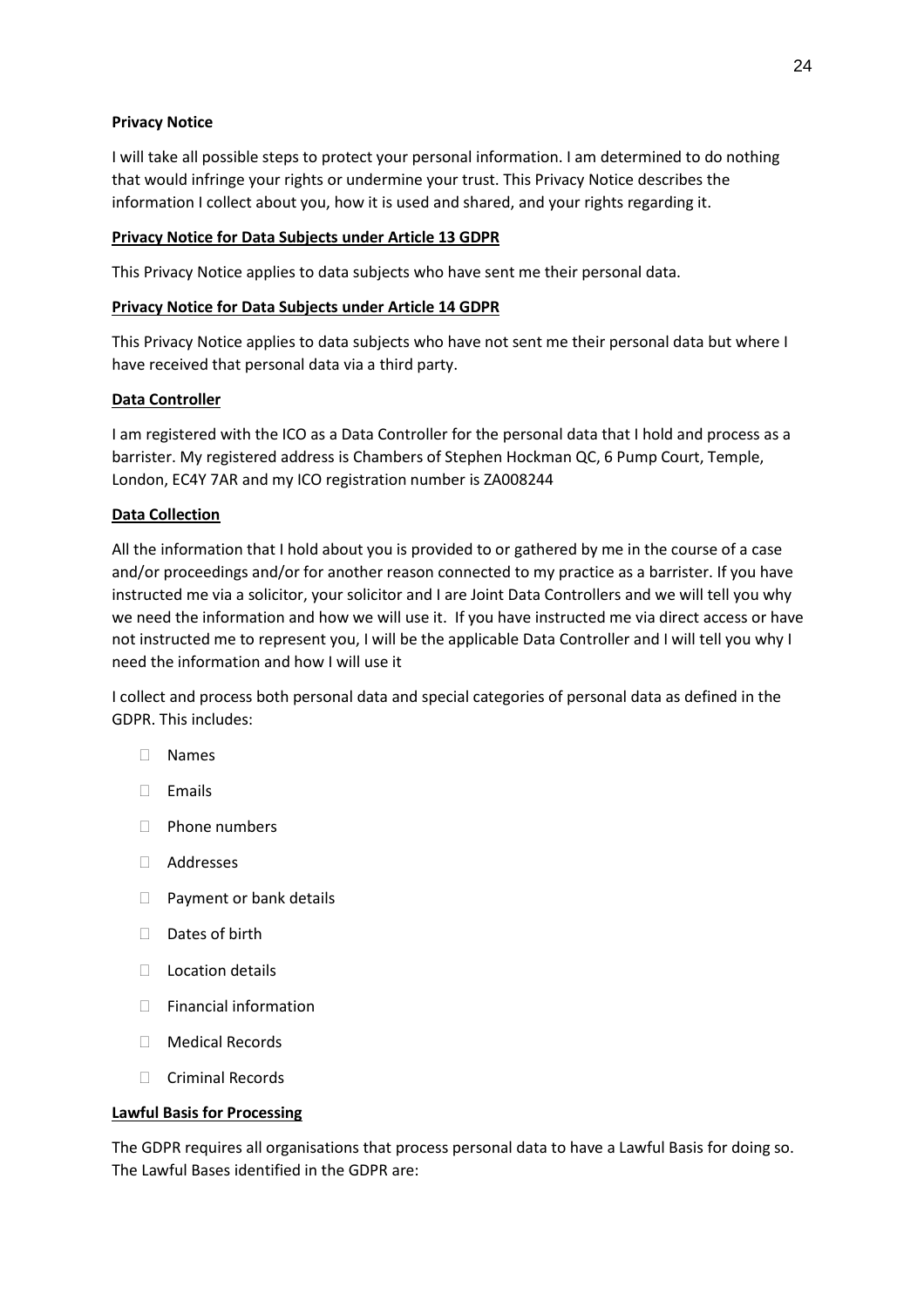**Privacy Notice**

I will take all possible steps to protect your personal information. I am determined to do nothing that would infringe your rights or undermine your trust. This Privacy Notice describes the information I collect about you, how it is used and shared, and your rights regarding it.

**Privacy Notice for Data Subjects under Article 13 GDPR**

This Privacy Notice applies to data subjects who have sent me their personal data.

**Privacy Notice for Data Subjects under Article 14 GDPR**

This Privacy Notice applies to data subjects who have not sent me their personal data but where I have received that personal data via a third party.

**Data Controller**

I am registered with the ICO as a Data Controller for the personal data that I hold and process as a barrister. My registered address is Chambers of Stephen Hockman QC, 6 Pump Court, Temple, London, EC4Y 7AR and my ICO registration number is ZA008244

**Data Collection**

All the information that I hold about you is provided to or gathered by me in the course of a case and/or proceedings and/or for another reason connected to my practice as a barrister. If you have instructed me via a solicitor, your solicitor and I are Joint Data Controllers and we will tell you why we need the information and how we will use it. If you have instructed me via direct access or have not instructed me to represent you, I will be the applicable Data Controller and I will tell you why I need the information and how I will use it

I collect and process both personal data and special categories of personal data as defined in the GDPR. This includes:

- Names
- Emails
- Phone numbers
- Addresses
- Payment or bank details
- Dates of birth
- Location details
- Financial information
- Medical Records
- Criminal Records

**Lawful Basis for Processing**

The GDPR requires all organisations that process personal data to have a Lawful Basis for doing so. The Lawful Bases identified in the GDPR are: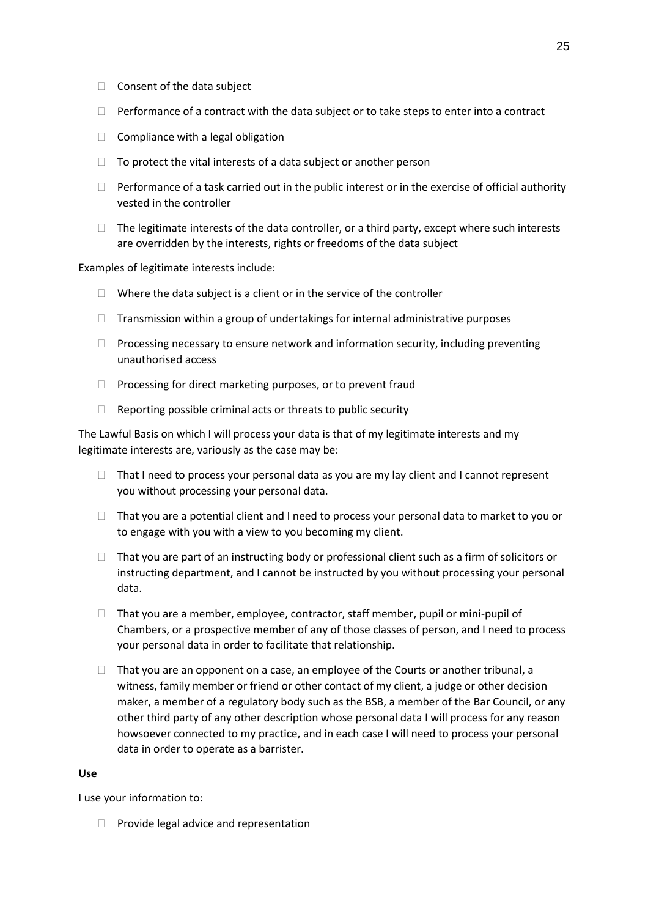- Consent of the data subject
- Performance of a contract with the data subject or to take steps to enter into a contract
- Compliance with a legal obligation
- To protect the vital interests of a data subject or another person
- Performance of a task carried out in the public interest or in the exercise of official authority vested in the controller
- The legitimate interests of the data controller, or a third party, except where such interests are overridden by the interests, rights or freedoms of the data subject

Examples of legitimate interests include:

- Where the data subject is a client or in the service of the controller
- Transmission within a group of undertakings for internal administrative purposes
- Processing necessary to ensure network and information security, including preventing unauthorised access
- Processing for direct marketing purposes, or to prevent fraud
- Reporting possible criminal acts or threats to public security

The Lawful Basis on which I will process your data is that of my legitimate interests and my legitimate interests are, variously as the case may be:

- That I need to process your personal data as you are my lay client and I cannot represent you without processing your personal data.
- That you are a potential client and I need to process your personal data to market to you or to engage with you with a view to you becoming my client.
- That you are part of an instructing body or professional client such as a firm of solicitors or instructing department, and I cannot be instructed by you without processing your personal data.
- That you are a member, employee, contractor, staff member, pupil or mini-pupil of Chambers, or a prospective member of any of those classes of person, and I need to process your personal data in order to facilitate that relationship.
- That you are an opponent on a case, an employee of the Courts or another tribunal, a witness, family member or friend or other contact of my client, a judge or other decision maker, a member of a regulatory body such as the BSB, a member of the Bar Council, or any other third party of any other description whose personal data I will process for any reason howsoever connected to my practice, and in each case I will need to process your personal data in order to operate as a barrister.

**Use**

I use your information to:

- Provide legal advice and representation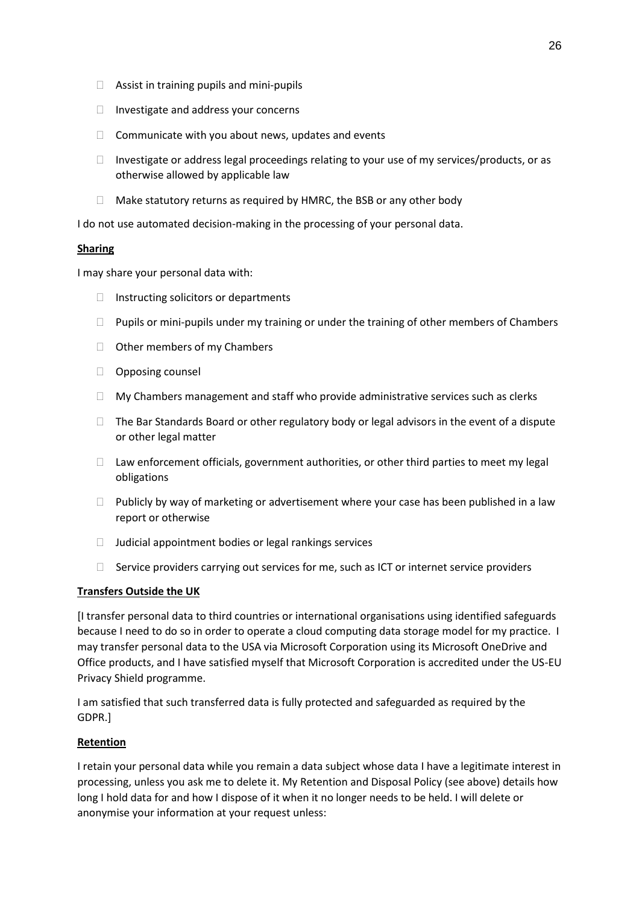- Assist in training pupils and mini-pupils
- Investigate and address your concerns
- Communicate with you about news, updates and events
- Investigate or address legal proceedings relating to your use of my services/products, or as otherwise allowed by applicable law
- Make statutory returns as required by HMRC, the BSB or any other body

I do not use automated decision-making in the processing of your personal data.

**<u>Sharing</u>**

I may share your personal data with:

- Instructing solicitors or departments
- Pupils or mini-pupils under my training or under the training of other members of Chambers
- Other members of my Chambers
- Opposing counsel
- My Chambers management and staff who provide administrative services such as clerks
- The Bar Standards Board or other regulatory body or legal advisors in the event of a dispute or other legal matter
- Law enforcement officials, government authorities, or other third parties to meet my legal obligations
- Publicly by way of marketing or advertisement where your case has been published in a law report or otherwise
- Judicial appointment bodies or legal rankings services
- Service providers carrying out services for me, such as ICT or internet service providers

**<u>Transfers Outside the UK</u>**

[I transfer personal data to third countries or international organisations using identified safeguards because I need to do so in order to operate a cloud computing data storage model for my practice. I may transfer personal data to the USA via Microsoft Corporation using its Microsoft OneDrive and Office products, and I have satisfied myself that Microsoft Corporation is accredited under the US-EU Privacy Shield programme.

I am satisfied that such transferred data is fully protected and safeguarded as required by the GDPR.]

**<u>Retention</u>**

I retain your personal data while you remain a data subject whose data I have a legitimate interest in processing, unless you ask me to delete it. My Retention and Disposal Policy (see above) details how long I hold data for and how I dispose of it when it no longer needs to be held. I will delete or anonymise your information at your request unless: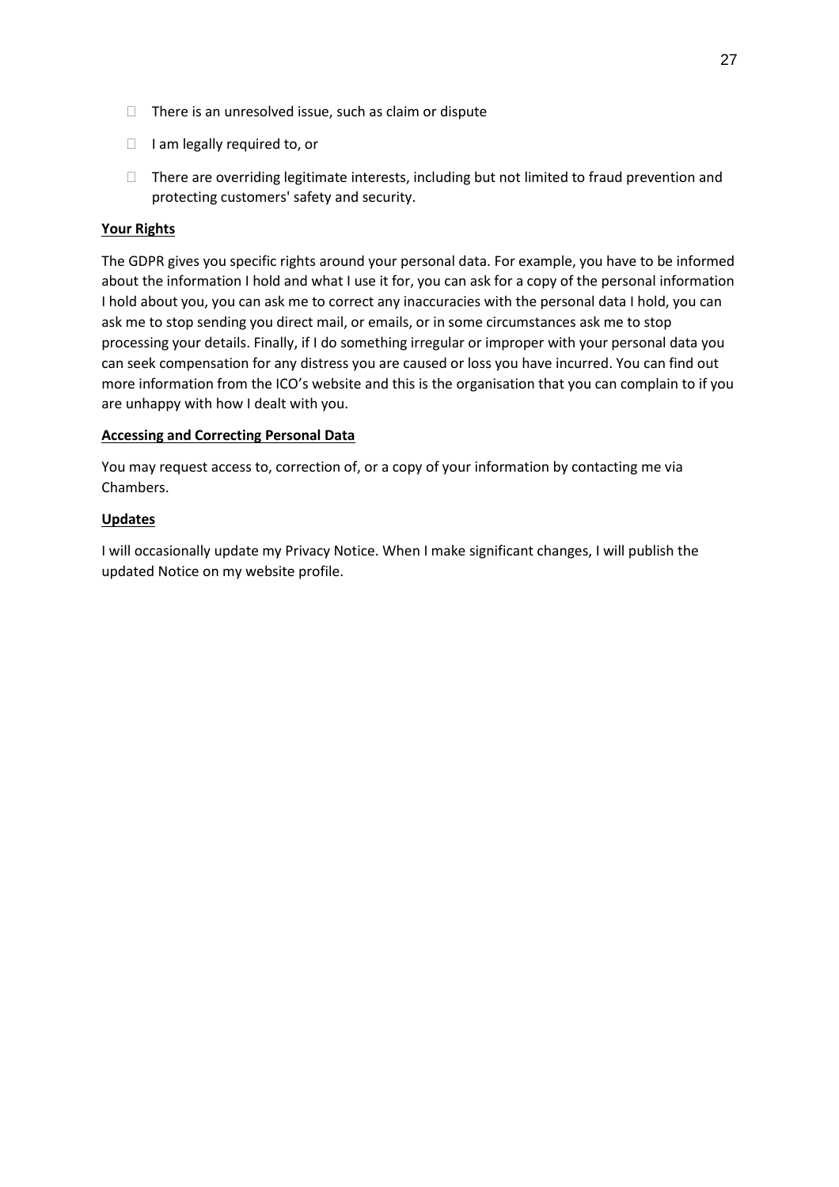- There is an unresolved issue, such as claim or dispute
- I am legally required to, or
- There are overriding legitimate interests, including but not limited to fraud prevention and protecting customers' safety and security.

**Your Rights**

The GDPR gives you specific rights around your personal data. For example, you have to be informed about the information I hold and what I use it for, you can ask for a copy of the personal information I hold about you, you can ask me to correct any inaccuracies with the personal data I hold, you can ask me to stop sending you direct mail, or emails, or in some circumstances ask me to stop processing your details. Finally, if I do something irregular or improper with your personal data you can seek compensation for any distress you are caused or loss you have incurred. You can find out more information from the ICO's website and this is the organisation that you can complain to if you are unhappy with how I dealt with you.

**Accessing and Correcting Personal Data**

You may request access to, correction of, or a copy of your information by contacting me via Chambers.

**Updates**

I will occasionally update my Privacy Notice. When I make significant changes, I will publish the updated Notice on my website profile.